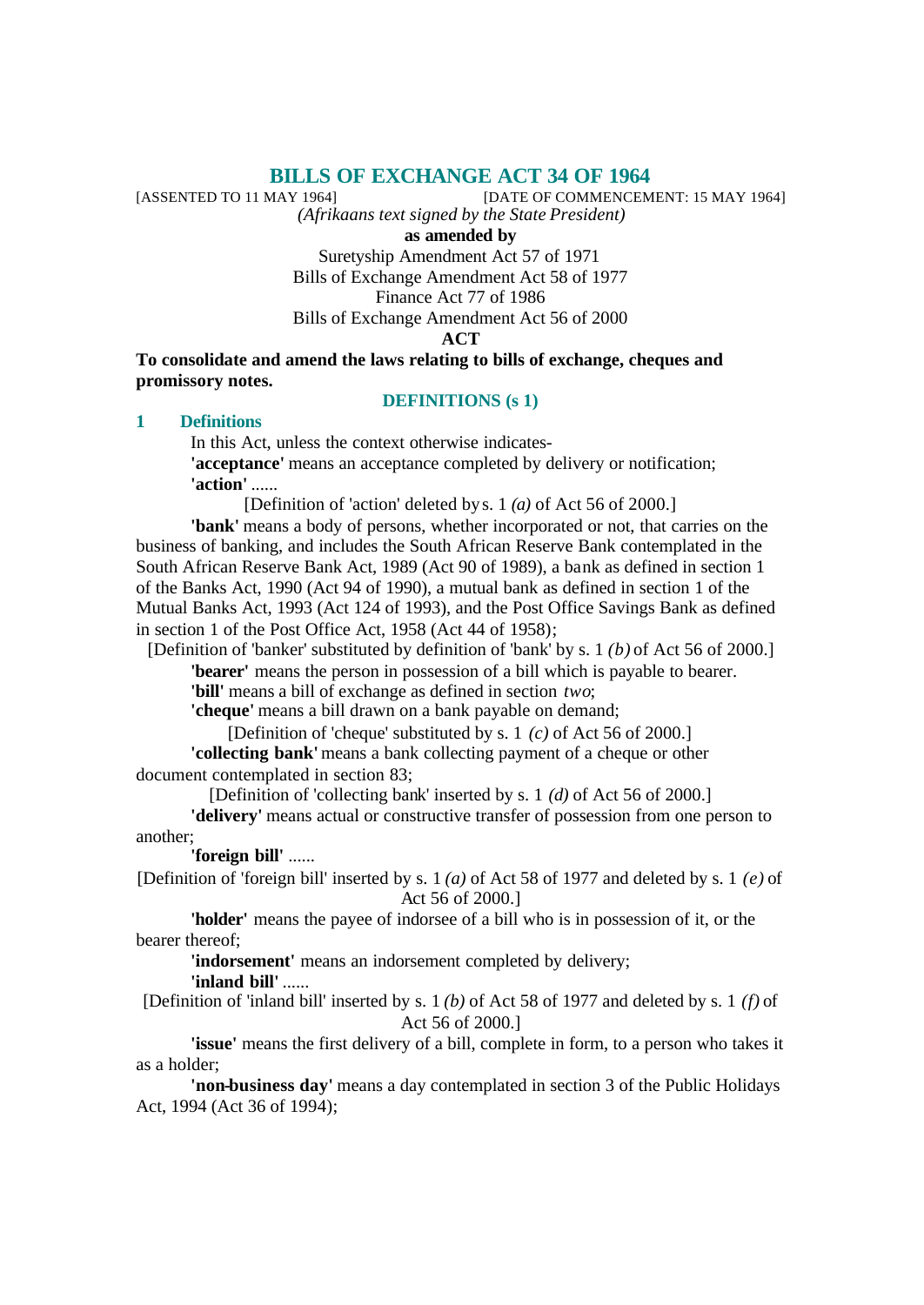# BILLS OF EXCHANGE ACT 34 OF 1964

[ASSENTED TO 11 MAY 1964] [DATE OF COMMENCEMENT: 15 MAY 1964]

*(Afrikaans text signed by the State President)*

**as amended by**

Suretyship Amendment Act 57 of 1971

Bills of Exchange Amendment Act 58 of 1977

Finance Act 77 of 1986

Bills of Exchange Amendment Act 56 of 2000

**ACT**

**To consolidate and amend the laws relating to bills of exchange, cheques and promissory notes.**

## DEFINITIONS (s 1)

### 1 Definitions

In this Act, unless the context otherwise indicates-

**'acceptance'** means an acceptance completed by delivery or notification;

**'action'** ......

[Definition of 'action' deleted by s. 1 *(a)* of Act 56 of 2000.]

**'bank'** means a body of persons, whether incorporated or not, that carries on the business of banking, and includes the South African Reserve Bank contemplated in the South African Reserve Bank Act, 1989 (Act 90 of 1989), a bank as defined in section 1 of the Banks Act, 1990 (Act 94 of 1990), a mutual bank as defined in section 1 of the Mutual Banks Act, 1993 (Act 124 of 1993), and the Post Office Savings Bank as defined in section 1 of the Post Office Act, 1958 (Act 44 of 1958);

[Definition of 'banker' substituted by definition of 'bank' by s. 1 *(b)* of Act 56 of 2000.]

**'bearer'** means the person in possession of a bill which is payable to bearer.

**'bill'** means a bill of exchange as defined in section *two*;

**'cheque'** means a bill drawn on a bank payable on demand;

[Definition of 'cheque' substituted by s. 1 *(c)* of Act 56 of 2000.]

**'collecting bank'** means a bank collecting payment of a cheque or other document contemplated in section 83;

[Definition of 'collecting bank' inserted by s. 1 *(d)* of Act 56 of 2000.]

**'delivery'** means actual or constructive transfer of possession from one person to another;

**'foreign bill'** ......

[Definition of 'foreign bill' inserted by s. 1 *(a)* of Act 58 of 1977 and deleted by s. 1 *(e)* of Act 56 of 2000.]

**'holder'** means the payee of indorsee of a bill who is in possession of it, or the bearer thereof;

**'indorsement'** means an indorsement completed by delivery;

**'inland bill'** ......

[Definition of 'inland bill' inserted by s. 1 *(b)* of Act 58 of 1977 and deleted by s. 1 *(f)* of Act 56 of 2000.]

**'issue'** means the first delivery of a bill, complete in form, to a person who takes it as a holder;

**'non-business day'** means a day contemplated in section 3 of the Public Holidays Act, 1994 (Act 36 of 1994);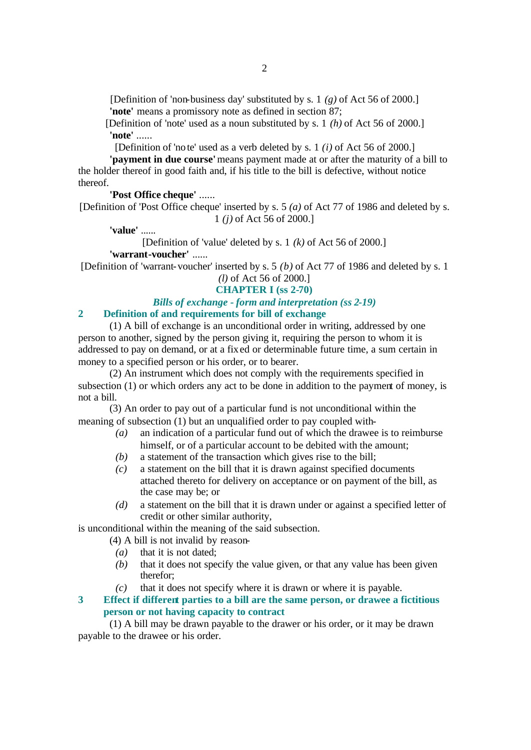[Definition of 'non-business day' substituted by s. 1 *(g)* of Act 56 of 2000.]

**'note'** means a promissory note as defined in section 87;

[Definition of 'note' used as a noun substituted by s. 1 *(h)* of Act 56 of 2000.]

**'note'** ......

[Definition of 'note' used as a verb deleted by s. 1 *(i)* of Act 56 of 2000.]

**'payment in due course'** means payment made at or after the maturity of a bill to the holder thereof in good faith and, if his title to the bill is defective, without notice thereof.

**'Post Office cheque'** ......

[Definition of 'Post Office cheque' inserted by s. 5 *(a)* of Act 77 of 1986 and deleted by s. 1 *(j)* of Act 56 of 2000.]

**'value'** ......

[Definition of 'value' deleted by s. 1 *(k)* of Act 56 of 2000.]

**'warrant-voucher'** ......

[Definition of 'warrant-voucher' inserted by s. 5 *(b)* of Act 77 of 1986 and deleted by s. 1 *(l)* of Act 56 of 2000.]

## CHAPTER I (ss 2-70)

### *Bills of exchange - form and interpretation (ss 2-19)*

### 2 Definition of and requirements for bill of exchange

(1) A bill of exchange is an unconditional order in writing, addressed by one person to another, signed by the person giving it, requiring the person to whom it is addressed to pay on demand, or at a fixed or determinable future time, a sum certain in money to a specified person or his order, or to bearer.

(2) An instrument which does not comply with the requirements specified in subsection (1) or which orders any act to be done in addition to the payment of money, is not a bill.

(3) An order to pay out of a particular fund is not unconditional within the meaning of subsection (1) but an unqualified order to pay coupled with-

*(a)* an indication of a particular fund out of which the drawee is to reimburse himself, or of a particular account to be debited with the amount;

*(b)* a statement of the transaction which gives rise to the bill;

*(c)* a statement on the bill that it is drawn against specified documents attached thereto for delivery on acceptance or on payment of the bill, as the case may be; or

*(d)* a statement on the bill that it is drawn under or against a specified letter of credit or other similar authority,

is unconditional within the meaning of the said subsection.

(4) A bill is not invalid by reason-

*(a)* that it is not dated;

*(b)* that it does not specify the value given, or that any value has been given therefor;

*(c)* that it does not specify where it is drawn or where it is payable.

### 3 Effect if different parties to a bill are the same person, or drawee a fictitious person or not having capacity to contract

(1) A bill may be drawn payable to the drawer or his order, or it may be drawn payable to the drawee or his order.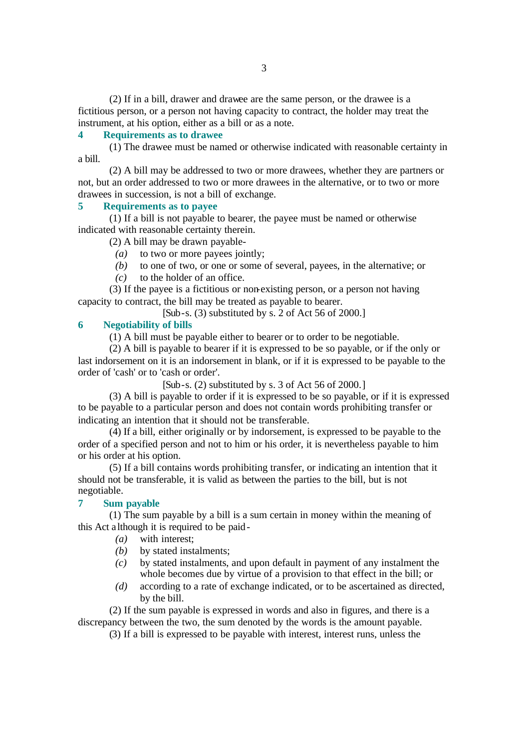(2) If in a bill, drawer and drawee are the same person, or the drawee is a fictitious person, or a person not having capacity to contract, the holder may treat the instrument, at his option, either as a bill or as a note.

### 4 Requirements as to drawee

(1) The drawee must be named or otherwise indicated with reasonable certainty in a bill.

(2) A bill may be addressed to two or more drawees, whether they are partners or not, but an order addressed to two or more drawees in the alternative, or to two or more drawees in succession, is not a bill of exchange.

### 5 Requirements as to payee

(1) If a bill is not payable to bearer, the payee must be named or otherwise indicated with reasonable certainty therein.

(2) A bill may be drawn payable-

*(a)* to two or more payees jointly;

*(b)* to one of two, or one or some of several, payees, in the alternative; or

*(c)* to the holder of an office.

(3) If the payee is a fictitious or non-existing person, or a person not having capacity to contract, the bill may be treated as payable to bearer.

[Sub-s. (3) substituted by s. 2 of Act 56 of 2000.]

### 6 Negotiability of bills

(1) A bill must be payable either to bearer or to order to be negotiable.

(2) A bill is payable to bearer if it is expressed to be so payable, or if the only or last indorsement on it is an indorsement in blank, or if it is expressed to be payable to the order of 'cash' or to 'cash or order'.

[Sub-s. (2) substituted by s. 3 of Act 56 of 2000.]

(3) A bill is payable to order if it is expressed to be so payable, or if it is expressed to be payable to a particular person and does not contain words prohibiting transfer or indicating an intention that it should not be transferable.

(4) If a bill, either originally or by indorsement, is expressed to be payable to the order of a specified person and not to him or his order, it is nevertheless payable to him or his order at his option.

(5) If a bill contains words prohibiting transfer, or indicating an intention that it should not be transferable, it is valid as between the parties to the bill, but is not negotiable.

### 7 Sum payable

(1) The sum payable by a bill is a sum certain in money within the meaning of this Act although it is required to be paid-

*(a)* with interest;

*(b)* by stated instalments;

*(c)* by stated instalments, and upon default in payment of any instalment the whole becomes due by virtue of a provision to that effect in the bill; or

*(d)* according to a rate of exchange indicated, or to be ascertained as directed, by the bill.

(2) If the sum payable is expressed in words and also in figures, and there is a discrepancy between the two, the sum denoted by the words is the amount payable.

(3) If a bill is expressed to be payable with interest, interest runs, unless the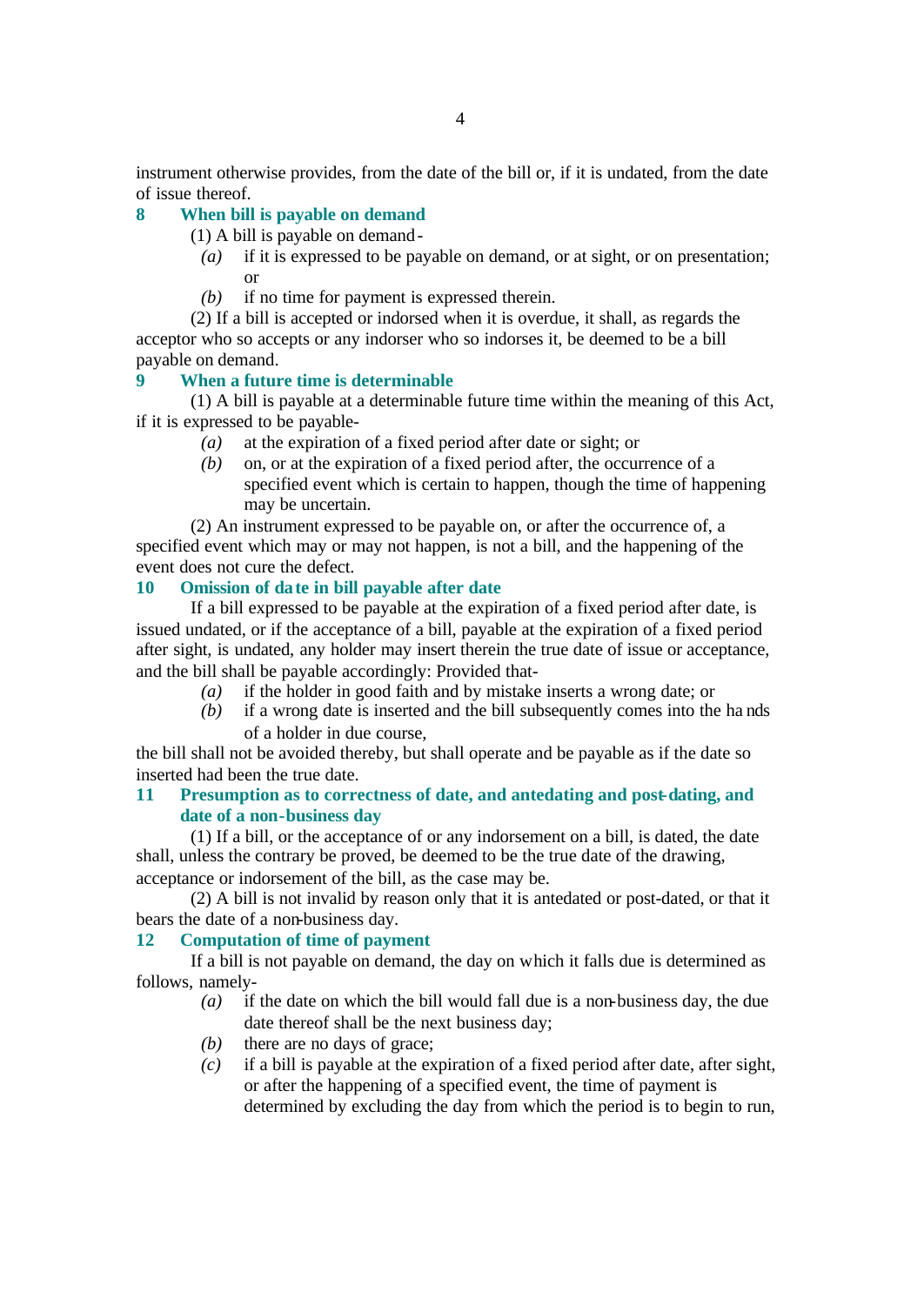instrument otherwise provides, from the date of the bill or, if it is undated, from the date of issue thereof.

### 8 When bill is payable on demand

(1) A bill is payable on demand-

*(a)* if it is expressed to be payable on demand, or at sight, or on presentation; or

*(b)* if no time for payment is expressed therein.

(2) If a bill is accepted or indorsed when it is overdue, it shall, as regards the acceptor who so accepts or any indorser who so indorses it, be deemed to be a bill payable on demand.

### 9 When a future time is determinable

(1) A bill is payable at a determinable future time within the meaning of this Act, if it is expressed to be payable-

*(a)* at the expiration of a fixed period after date or sight; or

*(b)* on, or at the expiration of a fixed period after, the occurrence of a specified event which is certain to happen, though the time of happening may be uncertain.

(2) An instrument expressed to be payable on, or after the occurrence of, a specified event which may or may not happen, is not a bill, and the happening of the event does not cure the defect.

### 10 Omission of date in bill payable after date

If a bill expressed to be payable at the expiration of a fixed period after date, is issued undated, or if the acceptance of a bill, payable at the expiration of a fixed period after sight, is undated, any holder may insert therein the true date of issue or acceptance, and the bill shall be payable accordingly: Provided that-

*(a)* if the holder in good faith and by mistake inserts a wrong date; or

*(b)* if a wrong date is inserted and the bill subsequently comes into the hands of a holder in due course,

the bill shall not be avoided thereby, but shall operate and be payable as if the date so inserted had been the true date.

### 11 Presumption as to correctness of date, and antedating and post-dating, and date of a non-business day

(1) If a bill, or the acceptance of or any indorsement on a bill, is dated, the date shall, unless the contrary be proved, be deemed to be the true date of the drawing, acceptance or indorsement of the bill, as the case may be.

(2) A bill is not invalid by reason only that it is antedated or post-dated, or that it bears the date of a non-business day.

### 12 Computation of time of payment

If a bill is not payable on demand, the day on which it falls due is determined as follows, namely-

*(a)* if the date on which the bill would fall due is a non-business day, the due date thereof shall be the next business day;

*(b)* there are no days of grace;

*(c)* if a bill is payable at the expiration of a fixed period after date, after sight, or after the happening of a specified event, the time of payment is determined by excluding the day from which the period is to begin to run,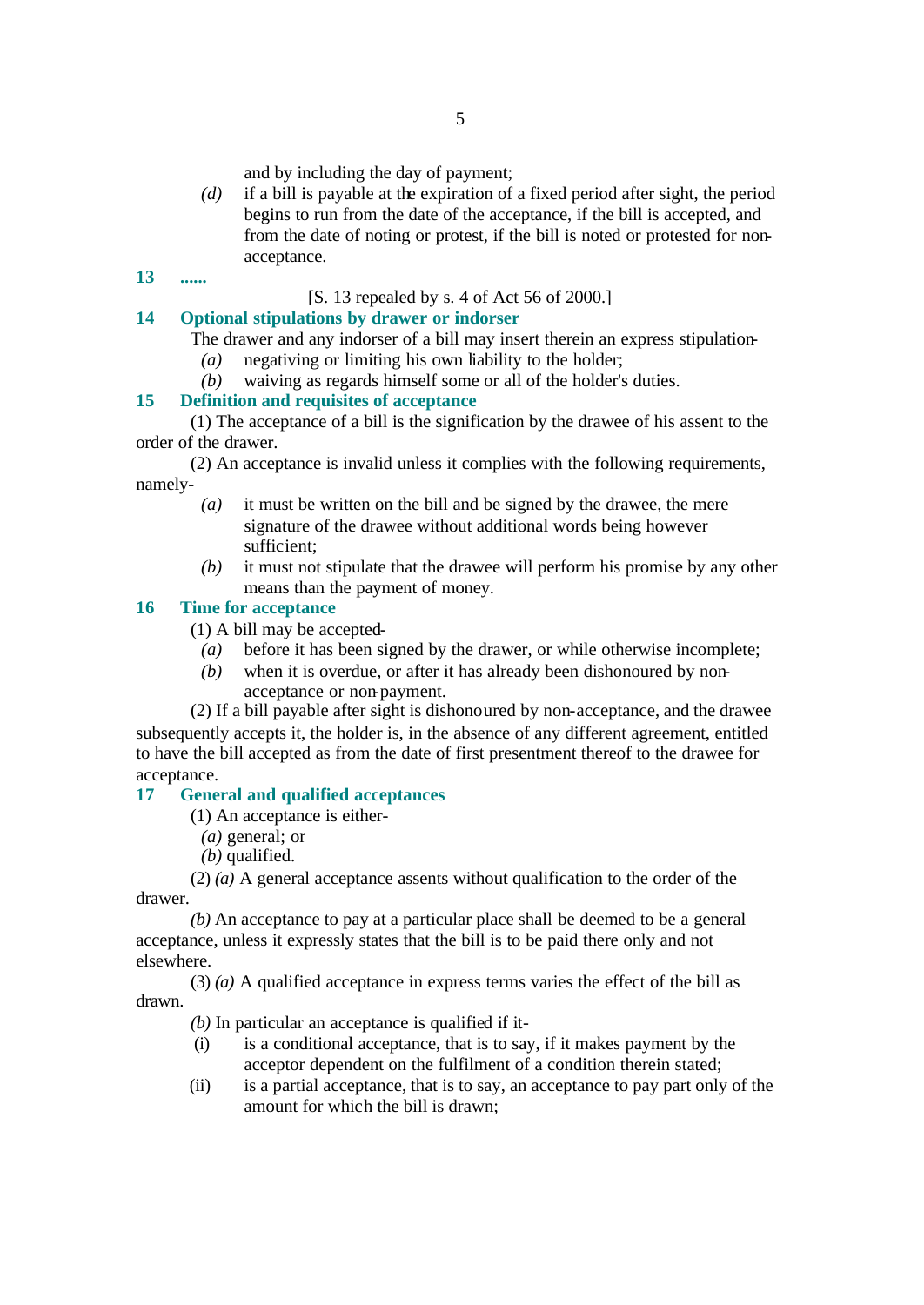and by including the day of payment;

*(d)* if a bill is payable at the expiration of a fixed period after sight, the period begins to run from the date of the acceptance, if the bill is accepted, and from the date of noting or protest, if the bill is noted or protested for non-acceptance.

### 13 ......

[S. 13 repealed by s. 4 of Act 56 of 2000.]

### 14 Optional stipulations by drawer or indorser

The drawer and any indorser of a bill may insert therein an express stipulation-

*(a)* negativing or limiting his own liability to the holder;

*(b)* waiving as regards himself some or all of the holder's duties.

### 15 Definition and requisites of acceptance

(1) The acceptance of a bill is the signification by the drawee of his assent to the order of the drawer.

(2) An acceptance is invalid unless it complies with the following requirements, namely-

*(a)* it must be written on the bill and be signed by the drawee, the mere signature of the drawee without additional words being however sufficient;

*(b)* it must not stipulate that the drawee will perform his promise by any other means than the payment of money.

### 16 Time for acceptance

(1) A bill may be accepted-

*(a)* before it has been signed by the drawer, or while otherwise incomplete;

*(b)* when it is overdue, or after it has already been dishonoured by non-acceptance or non-payment.

(2) If a bill payable after sight is dishonoured by non-acceptance, and the drawee subsequently accepts it, the holder is, in the absence of any different agreement, entitled to have the bill accepted as from the date of first presentment thereof to the drawee for acceptance.

### 17 General and qualified acceptances

(1) An acceptance is either-

*(a)* general; or

*(b)* qualified.

(2) *(a)* A general acceptance assents without qualification to the order of the drawer.

*(b)* An acceptance to pay at a particular place shall be deemed to be a general acceptance, unless it expressly states that the bill is to be paid there only and not elsewhere.

(3) *(a)* A qualified acceptance in express terms varies the effect of the bill as drawn.

*(b)* In particular an acceptance is qualified if it-

(i) is a conditional acceptance, that is to say, if it makes payment by the acceptor dependent on the fulfilment of a condition therein stated;

(ii) is a partial acceptance, that is to say, an acceptance to pay part only of the amount for which the bill is drawn;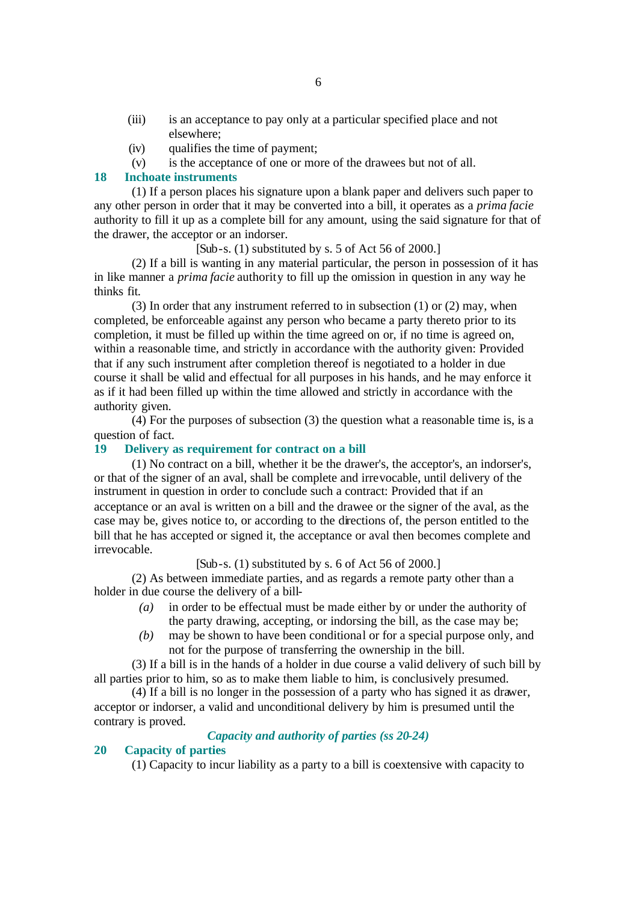(iii) is an acceptance to pay only at a particular specified place and not elsewhere;

(iv) qualifies the time of payment;

(v) is the acceptance of one or more of the drawees but not of all.

### 18 Inchoate instruments

(1) If a person places his signature upon a blank paper and delivers such paper to any other person in order that it may be converted into a bill, it operates as a *prima facie* authority to fill it up as a complete bill for any amount, using the said signature for that of the drawer, the acceptor or an indorser.

[Sub-s. (1) substituted by s. 5 of Act 56 of 2000.]

(2) If a bill is wanting in any material particular, the person in possession of it has in like manner a *prima facie* authority to fill up the omission in question in any way he thinks fit.

(3) In order that any instrument referred to in subsection (1) or (2) may, when completed, be enforceable against any person who became a party thereto prior to its completion, it must be filled up within the time agreed on or, if no time is agreed on, within a reasonable time, and strictly in accordance with the authority given: Provided that if any such instrument after completion thereof is negotiated to a holder in due course it shall be valid and effectual for all purposes in his hands, and he may enforce it as if it had been filled up within the time allowed and strictly in accordance with the authority given.

(4) For the purposes of subsection (3) the question what a reasonable time is, is a question of fact.

### 19 Delivery as requirement for contract on a bill

(1) No contract on a bill, whether it be the drawer's, the acceptor's, an indorser's, or that of the signer of an aval, shall be complete and irrevocable, until delivery of the instrument in question in order to conclude such a contract: Provided that if an acceptance or an aval is written on a bill and the drawee or the signer of the aval, as the case may be, gives notice to, or according to the directions of, the person entitled to the bill that he has accepted or signed it, the acceptance or aval then becomes complete and irrevocable.

[Sub-s. (1) substituted by s. 6 of Act 56 of 2000.]

(2) As between immediate parties, and as regards a remote party other than a holder in due course the delivery of a bill-

*(a)* in order to be effectual must be made either by or under the authority of the party drawing, accepting, or indorsing the bill, as the case may be;

*(b)* may be shown to have been conditional or for a special purpose only, and not for the purpose of transferring the ownership in the bill.

(3) If a bill is in the hands of a holder in due course a valid delivery of such bill by all parties prior to him, so as to make them liable to him, is conclusively presumed.

(4) If a bill is no longer in the possession of a party who has signed it as drawer, acceptor or indorser, a valid and unconditional delivery by him is presumed until the contrary is proved.

## *Capacity and authority of parties (ss 20-24)*

### 20 Capacity of parties

(1) Capacity to incur liability as a party to a bill is coextensive with capacity to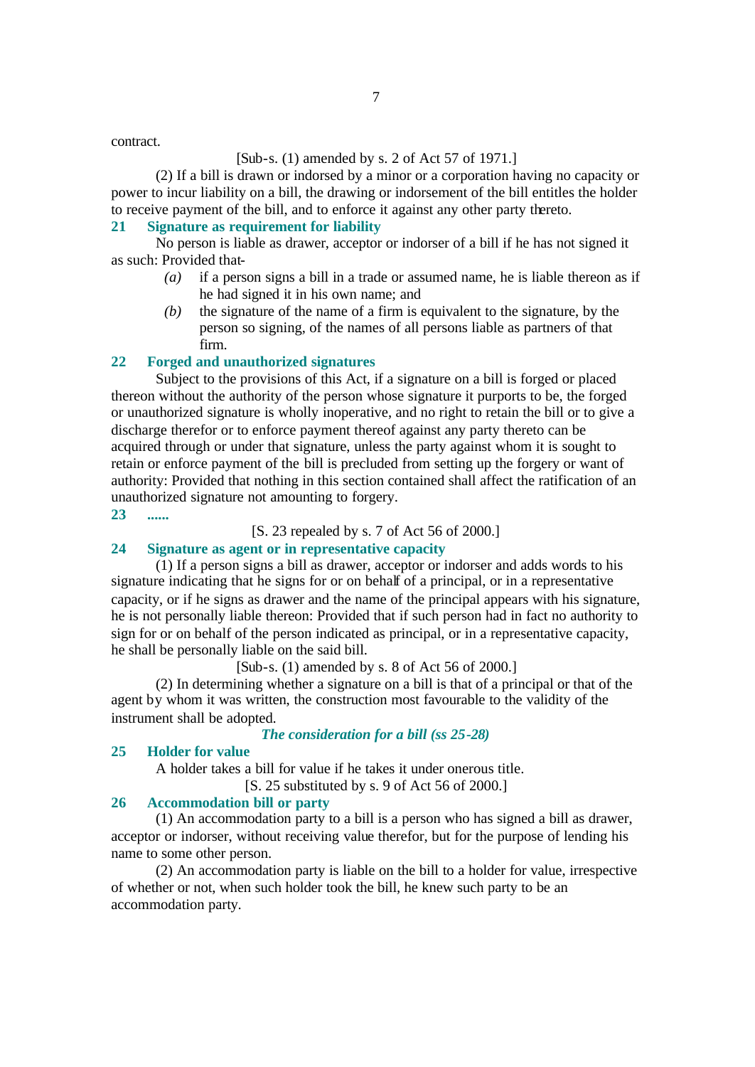contract.

[Sub-s. (1) amended by s. 2 of Act 57 of 1971.]

(2) If a bill is drawn or indorsed by a minor or a corporation having no capacity or power to incur liability on a bill, the drawing or indorsement of the bill entitles the holder to receive payment of the bill, and to enforce it against any other party thereto.

### 21 Signature as requirement for liability

No person is liable as drawer, acceptor or indorser of a bill if he has not signed it as such: Provided that-

*(a)* if a person signs a bill in a trade or assumed name, he is liable thereon as if he had signed it in his own name; and

*(b)* the signature of the name of a firm is equivalent to the signature, by the person so signing, of the names of all persons liable as partners of that firm.

### 22 Forged and unauthorized signatures

Subject to the provisions of this Act, if a signature on a bill is forged or placed thereon without the authority of the person whose signature it purports to be, the forged or unauthorized signature is wholly inoperative, and no right to retain the bill or to give a discharge therefor or to enforce payment thereof against any party thereto can be acquired through or under that signature, unless the party against whom it is sought to retain or enforce payment of the bill is precluded from setting up the forgery or want of authority: Provided that nothing in this section contained shall affect the ratification of an unauthorized signature not amounting to forgery.

### 23 ......

[S. 23 repealed by s. 7 of Act 56 of 2000.]

### 24 Signature as agent or in representative capacity

(1) If a person signs a bill as drawer, acceptor or indorser and adds words to his signature indicating that he signs for or on behalf of a principal, or in a representative capacity, or if he signs as drawer and the name of the principal appears with his signature, he is not personally liable thereon: Provided that if such person had in fact no authority to sign for or on behalf of the person indicated as principal, or in a representative capacity, he shall be personally liable on the said bill.

[Sub-s. (1) amended by s. 8 of Act 56 of 2000.]

(2) In determining whether a signature on a bill is that of a principal or that of the agent by whom it was written, the construction most favourable to the validity of the instrument shall be adopted.

## *The consideration for a bill (ss 25-28)*

### 25 Holder for value

A holder takes a bill for value if he takes it under onerous title.

[S. 25 substituted by s. 9 of Act 56 of 2000.]

### 26 Accommodation bill or party

(1) An accommodation party to a bill is a person who has signed a bill as drawer, acceptor or indorser, without receiving value therefor, but for the purpose of lending his name to some other person.

(2) An accommodation party is liable on the bill to a holder for value, irrespective of whether or not, when such holder took the bill, he knew such party to be an accommodation party.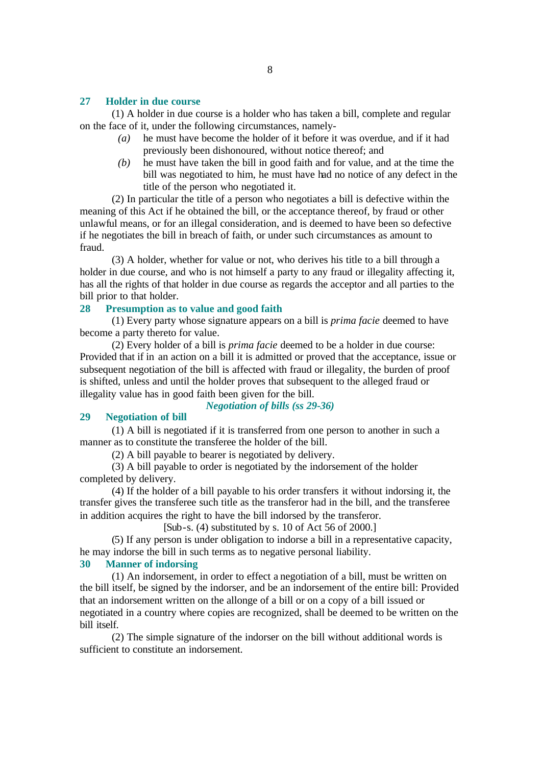## 27 Holder in due course

(1) A holder in due course is a holder who has taken a bill, complete and regular on the face of it, under the following circumstances, namely-

*(a)* he must have become the holder of it before it was overdue, and if it had previously been dishonoured, without notice thereof; and

*(b)* he must have taken the bill in good faith and for value, and at the time the bill was negotiated to him, he must have had no notice of any defect in the title of the person who negotiated it.

(2) In particular the title of a person who negotiates a bill is defective within the meaning of this Act if he obtained the bill, or the acceptance thereof, by fraud or other unlawful means, or for an illegal consideration, and is deemed to have been so defective if he negotiates the bill in breach of faith, or under such circumstances as amount to fraud.

(3) A holder, whether for value or not, who derives his title to a bill through a holder in due course, and who is not himself a party to any fraud or illegality affecting it, has all the rights of that holder in due course as regards the acceptor and all parties to the bill prior to that holder.

## 28 Presumption as to value and good faith

(1) Every party whose signature appears on a bill is *prima facie* deemed to have become a party thereto for value.

(2) Every holder of a bill is *prima facie* deemed to be a holder in due course: Provided that if in an action on a bill it is admitted or proved that the acceptance, issue or subsequent negotiation of the bill is affected with fraud or illegality, the burden of proof is shifted, unless and until the holder proves that subsequent to the alleged fraud or illegality value has in good faith been given for the bill.

***Negotiation of bills (ss 29-36)***

## 29 Negotiation of bill

(1) A bill is negotiated if it is transferred from one person to another in such a manner as to constitute the transferee the holder of the bill.

(2) A bill payable to bearer is negotiated by delivery.

(3) A bill payable to order is negotiated by the indorsement of the holder completed by delivery.

(4) If the holder of a bill payable to his order transfers it without indorsing it, the transfer gives the transferee such title as the transferor had in the bill, and the transferee in addition acquires the right to have the bill indorsed by the transferor.

[Sub-s. (4) substituted by s. 10 of Act 56 of 2000.]

(5) If any person is under obligation to indorse a bill in a representative capacity, he may indorse the bill in such terms as to negative personal liability.

## 30 Manner of indorsing

(1) An indorsement, in order to effect a negotiation of a bill, must be written on the bill itself, be signed by the indorser, and be an indorsement of the entire bill: Provided that an indorsement written on the allonge of a bill or on a copy of a bill issued or negotiated in a country where copies are recognized, shall be deemed to be written on the bill itself.

(2) The simple signature of the indorser on the bill without additional words is sufficient to constitute an indorsement.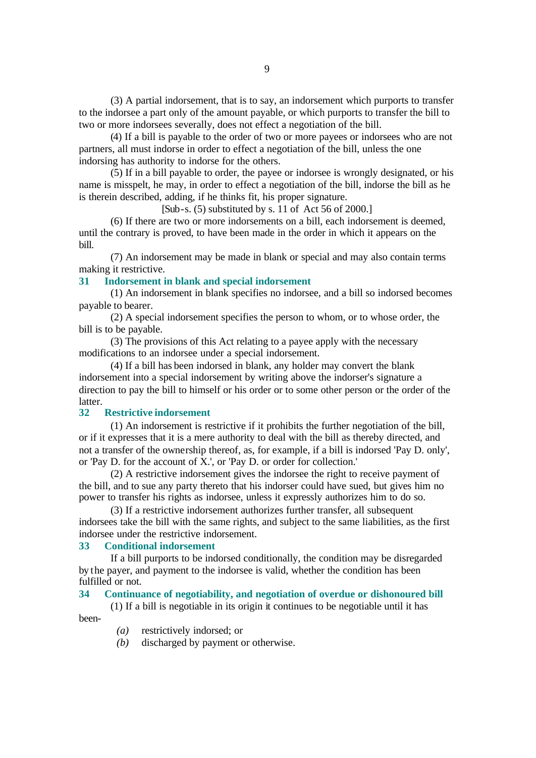(3) A partial indorsement, that is to say, an indorsement which purports to transfer to the indorsee a part only of the amount payable, or which purports to transfer the bill to two or more indorsees severally, does not effect a negotiation of the bill.

(4) If a bill is payable to the order of two or more payees or indorsees who are not partners, all must indorse in order to effect a negotiation of the bill, unless the one indorsing has authority to indorse for the others.

(5) If in a bill payable to order, the payee or indorsee is wrongly designated, or his name is misspelt, he may, in order to effect a negotiation of the bill, indorse the bill as he is therein described, adding, if he thinks fit, his proper signature.

[Sub-s. (5) substituted by s. 11 of Act 56 of 2000.]

(6) If there are two or more indorsements on a bill, each indorsement is deemed, until the contrary is proved, to have been made in the order in which it appears on the bill.

(7) An indorsement may be made in blank or special and may also contain terms making it restrictive.

### 31 Indorsement in blank and special indorsement

(1) An indorsement in blank specifies no indorsee, and a bill so indorsed becomes payable to bearer.

(2) A special indorsement specifies the person to whom, or to whose order, the bill is to be payable.

(3) The provisions of this Act relating to a payee apply with the necessary modifications to an indorsee under a special indorsement.

(4) If a bill has been indorsed in blank, any holder may convert the blank indorsement into a special indorsement by writing above the indorser's signature a direction to pay the bill to himself or his order or to some other person or the order of the latter.

### 32 Restrictive indorsement

(1) An indorsement is restrictive if it prohibits the further negotiation of the bill, or if it expresses that it is a mere authority to deal with the bill as thereby directed, and not a transfer of the ownership thereof, as, for example, if a bill is indorsed 'Pay D. only', or 'Pay D. for the account of X.', or 'Pay D. or order for collection.'

(2) A restrictive indorsement gives the indorsee the right to receive payment of the bill, and to sue any party thereto that his indorser could have sued, but gives him no power to transfer his rights as indorsee, unless it expressly authorizes him to do so.

(3) If a restrictive indorsement authorizes further transfer, all subsequent indorsees take the bill with the same rights, and subject to the same liabilities, as the first indorsee under the restrictive indorsement.

### 33 Conditional indorsement

If a bill purports to be indorsed conditionally, the condition may be disregarded by the payer, and payment to the indorsee is valid, whether the condition has been fulfilled or not.

### 34 Continuance of negotiability, and negotiation of overdue or dishonoured bill

(1) If a bill is negotiable in its origin it continues to be negotiable until it has been-

*(a)* restrictively indorsed; or

*(b)* discharged by payment or otherwise.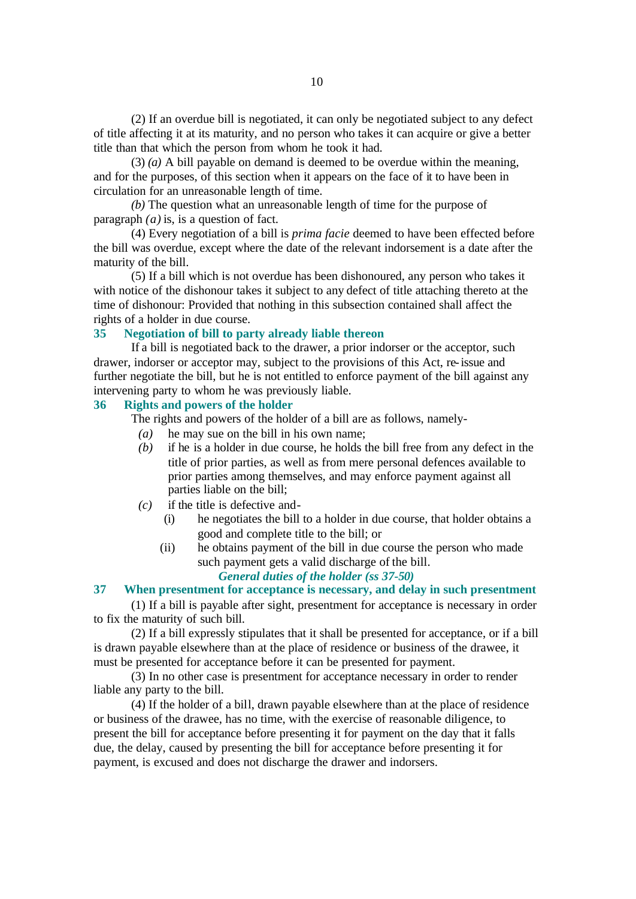(2) If an overdue bill is negotiated, it can only be negotiated subject to any defect of title affecting it at its maturity, and no person who takes it can acquire or give a better title than that which the person from whom he took it had.

(3) *(a)* A bill payable on demand is deemed to be overdue within the meaning, and for the purposes, of this section when it appears on the face of it to have been in circulation for an unreasonable length of time.

*(b)* The question what an unreasonable length of time for the purpose of paragraph *(a)* is, is a question of fact.

(4) Every negotiation of a bill is *prima facie* deemed to have been effected before the bill was overdue, except where the date of the relevant indorsement is a date after the maturity of the bill.

(5) If a bill which is not overdue has been dishonoured, any person who takes it with notice of the dishonour takes it subject to any defect of title attaching thereto at the time of dishonour: Provided that nothing in this subsection contained shall affect the rights of a holder in due course.

### 35 Negotiation of bill to party already liable thereon

If a bill is negotiated back to the drawer, a prior indorser or the acceptor, such drawer, indorser or acceptor may, subject to the provisions of this Act, re-issue and further negotiate the bill, but he is not entitled to enforce payment of the bill against any intervening party to whom he was previously liable.

### 36 Rights and powers of the holder

The rights and powers of the holder of a bill are as follows, namely-

*(a)* he may sue on the bill in his own name;

*(b)* if he is a holder in due course, he holds the bill free from any defect in the title of prior parties, as well as from mere personal defences available to prior parties among themselves, and may enforce payment against all parties liable on the bill;

*(c)* if the title is defective and-

(i) he negotiates the bill to a holder in due course, that holder obtains a good and complete title to the bill; or

(ii) he obtains payment of the bill in due course the person who made such payment gets a valid discharge of the bill.

## *General duties of the holder (ss 37-50)*

### 37 When presentment for acceptance is necessary, and delay in such presentment

(1) If a bill is payable after sight, presentment for acceptance is necessary in order to fix the maturity of such bill.

(2) If a bill expressly stipulates that it shall be presented for acceptance, or if a bill is drawn payable elsewhere than at the place of residence or business of the drawee, it must be presented for acceptance before it can be presented for payment.

(3) In no other case is presentment for acceptance necessary in order to render liable any party to the bill.

(4) If the holder of a bill, drawn payable elsewhere than at the place of residence or business of the drawee, has no time, with the exercise of reasonable diligence, to present the bill for acceptance before presenting it for payment on the day that it falls due, the delay, caused by presenting the bill for acceptance before presenting it for payment, is excused and does not discharge the drawer and indorsers.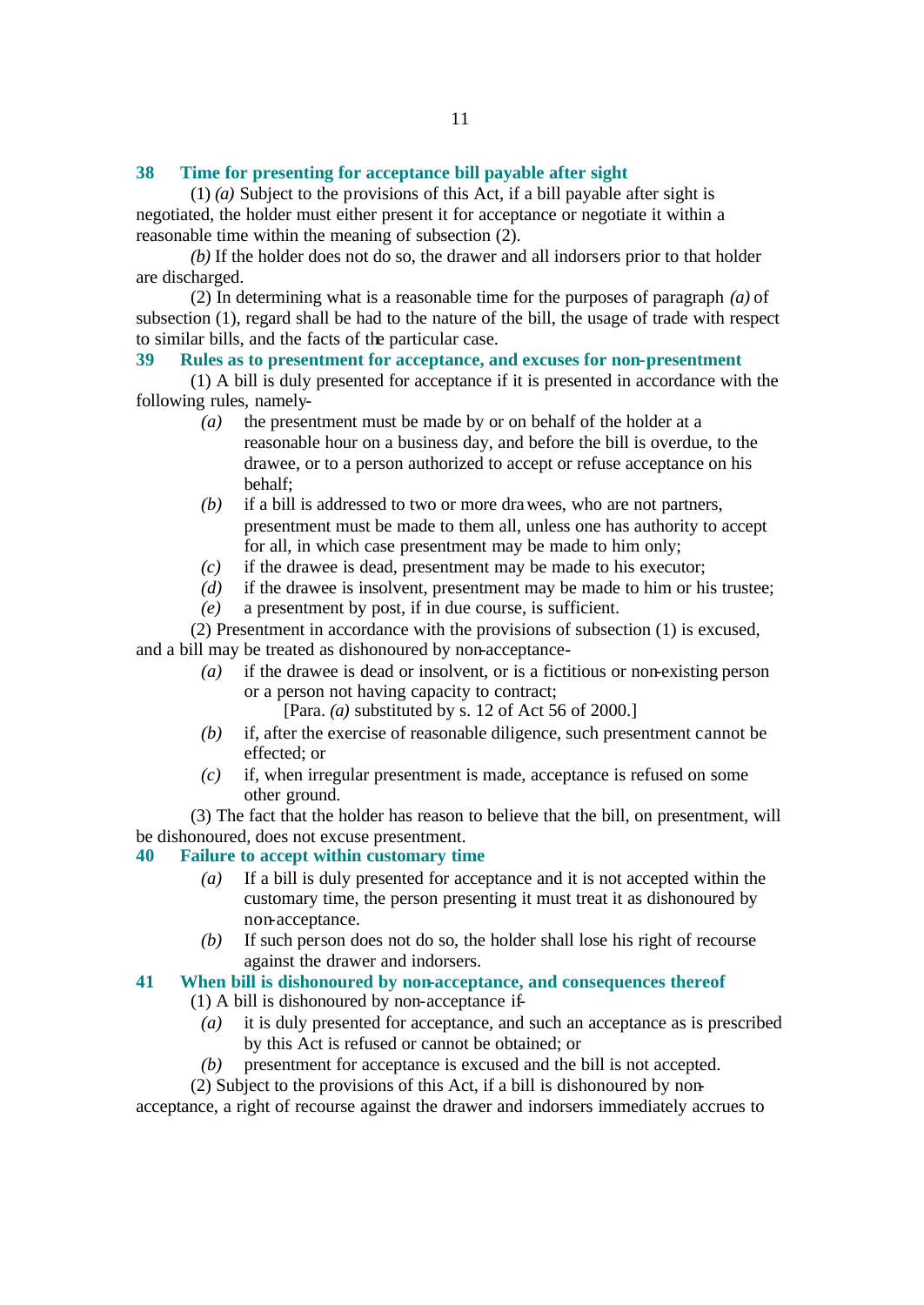### 38 Time for presenting for acceptance bill payable after sight

(1) *(a)* Subject to the provisions of this Act, if a bill payable after sight is negotiated, the holder must either present it for acceptance or negotiate it within a reasonable time within the meaning of subsection (2).

*(b)* If the holder does not do so, the drawer and all indorsers prior to that holder are discharged.

(2) In determining what is a reasonable time for the purposes of paragraph *(a)* of subsection (1), regard shall be had to the nature of the bill, the usage of trade with respect to similar bills, and the facts of the particular case.

### 39 Rules as to presentment for acceptance, and excuses for non-presentment

(1) A bill is duly presented for acceptance if it is presented in accordance with the following rules, namely-

*(a)* the presentment must be made by or on behalf of the holder at a reasonable hour on a business day, and before the bill is overdue, to the drawee, or to a person authorized to accept or refuse acceptance on his behalf;

*(b)* if a bill is addressed to two or more drawees, who are not partners, presentment must be made to them all, unless one has authority to accept for all, in which case presentment may be made to him only;

*(c)* if the drawee is dead, presentment may be made to his executor;

*(d)* if the drawee is insolvent, presentment may be made to him or his trustee;

*(e)* a presentment by post, if in due course, is sufficient.

(2) Presentment in accordance with the provisions of subsection (1) is excused, and a bill may be treated as dishonoured by non-acceptance-

*(a)* if the drawee is dead or insolvent, or is a fictitious or non-existing person or a person not having capacity to contract;

[Para. *(a)* substituted by s. 12 of Act 56 of 2000.]

*(b)* if, after the exercise of reasonable diligence, such presentment cannot be effected; or

*(c)* if, when irregular presentment is made, acceptance is refused on some other ground.

(3) The fact that the holder has reason to believe that the bill, on presentment, will be dishonoured, does not excuse presentment.

### 40 Failure to accept within customary time

*(a)* If a bill is duly presented for acceptance and it is not accepted within the customary time, the person presenting it must treat it as dishonoured by non-acceptance.

*(b)* If such person does not do so, the holder shall lose his right of recourse against the drawer and indorsers.

### 41 When bill is dishonoured by non-acceptance, and consequences thereof

(1) A bill is dishonoured by non-acceptance if-

*(a)* it is duly presented for acceptance, and such an acceptance as is prescribed by this Act is refused or cannot be obtained; or

*(b)* presentment for acceptance is excused and the bill is not accepted.

(2) Subject to the provisions of this Act, if a bill is dishonoured by non-acceptance, a right of recourse against the drawer and indorsers immediately accrues to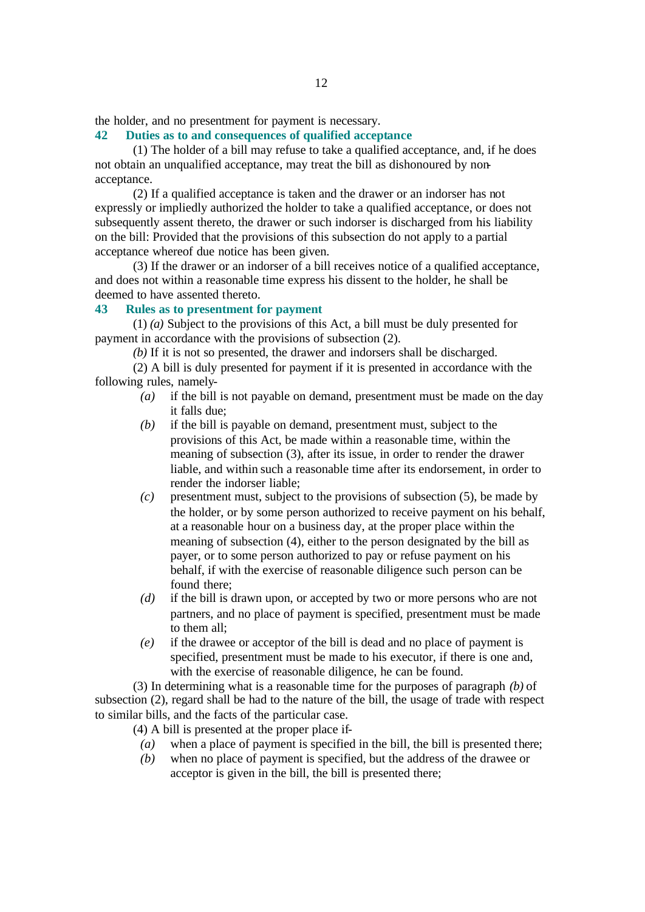the holder, and no presentment for payment is necessary.

**42 Duties as to and consequences of qualified acceptance**

(1) The holder of a bill may refuse to take a qualified acceptance, and, if he does not obtain an unqualified acceptance, may treat the bill as dishonoured by non-acceptance.

(2) If a qualified acceptance is taken and the drawer or an indorser has not expressly or impliedly authorized the holder to take a qualified acceptance, or does not subsequently assent thereto, the drawer or such indorser is discharged from his liability on the bill: Provided that the provisions of this subsection do not apply to a partial acceptance whereof due notice has been given.

(3) If the drawer or an indorser of a bill receives notice of a qualified acceptance, and does not within a reasonable time express his dissent to the holder, he shall be deemed to have assented thereto.

**43 Rules as to presentment for payment**

(1) *(a)* Subject to the provisions of this Act, a bill must be duly presented for payment in accordance with the provisions of subsection (2).

*(b)* If it is not so presented, the drawer and indorsers shall be discharged.

(2) A bill is duly presented for payment if it is presented in accordance with the following rules, namely-

*(a)* if the bill is not payable on demand, presentment must be made on the day it falls due;

*(b)* if the bill is payable on demand, presentment must, subject to the provisions of this Act, be made within a reasonable time, within the meaning of subsection (3), after its issue, in order to render the drawer liable, and within such a reasonable time after its endorsement, in order to render the indorser liable;

*(c)* presentment must, subject to the provisions of subsection (5), be made by the holder, or by some person authorized to receive payment on his behalf, at a reasonable hour on a business day, at the proper place within the meaning of subsection (4), either to the person designated by the bill as payer, or to some person authorized to pay or refuse payment on his behalf, if with the exercise of reasonable diligence such person can be found there;

*(d)* if the bill is drawn upon, or accepted by two or more persons who are not partners, and no place of payment is specified, presentment must be made to them all;

*(e)* if the drawee or acceptor of the bill is dead and no place of payment is specified, presentment must be made to his executor, if there is one and, with the exercise of reasonable diligence, he can be found.

(3) In determining what is a reasonable time for the purposes of paragraph *(b)* of subsection (2), regard shall be had to the nature of the bill, the usage of trade with respect to similar bills, and the facts of the particular case.

(4) A bill is presented at the proper place if-

*(a)* when a place of payment is specified in the bill, the bill is presented there;

*(b)* when no place of payment is specified, but the address of the drawee or acceptor is given in the bill, the bill is presented there;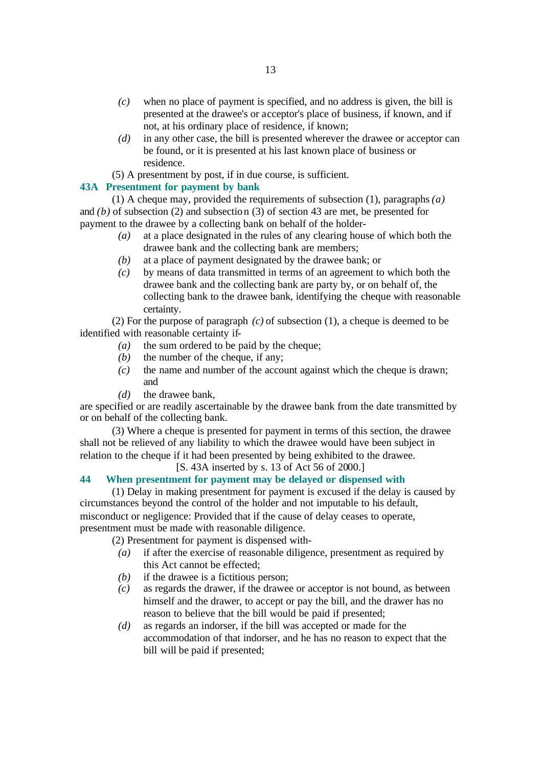*(c)* when no place of payment is specified, and no address is given, the bill is presented at the drawee's or acceptor's place of business, if known, and if not, at his ordinary place of residence, if known;

*(d)* in any other case, the bill is presented wherever the drawee or acceptor can be found, or it is presented at his last known place of business or residence.

(5) A presentment by post, if in due course, is sufficient.

**43A Presentment for payment by bank**

(1) A cheque may, provided the requirements of subsection (1), paragraphs *(a)* and *(b)* of subsection (2) and subsection (3) of section 43 are met, be presented for payment to the drawee by a collecting bank on behalf of the holder-

*(a)* at a place designated in the rules of any clearing house of which both the drawee bank and the collecting bank are members;

*(b)* at a place of payment designated by the drawee bank; or

*(c)* by means of data transmitted in terms of an agreement to which both the drawee bank and the collecting bank are party by, or on behalf of, the collecting bank to the drawee bank, identifying the cheque with reasonable certainty.

(2) For the purpose of paragraph *(c)* of subsection (1), a cheque is deemed to be identified with reasonable certainty if-

*(a)* the sum ordered to be paid by the cheque;

*(b)* the number of the cheque, if any;

*(c)* the name and number of the account against which the cheque is drawn; and

*(d)* the drawee bank,

are specified or are readily ascertainable by the drawee bank from the date transmitted by or on behalf of the collecting bank.

(3) Where a cheque is presented for payment in terms of this section, the drawee shall not be relieved of any liability to which the drawee would have been subject in relation to the cheque if it had been presented by being exhibited to the drawee.

[S. 43A inserted by s. 13 of Act 56 of 2000.]

**44 When presentment for payment may be delayed or dispensed with**

(1) Delay in making presentment for payment is excused if the delay is caused by circumstances beyond the control of the holder and not imputable to his default, misconduct or negligence: Provided that if the cause of delay ceases to operate, presentment must be made with reasonable diligence.

(2) Presentment for payment is dispensed with-

*(a)* if after the exercise of reasonable diligence, presentment as required by this Act cannot be effected;

*(b)* if the drawee is a fictitious person;

*(c)* as regards the drawer, if the drawee or acceptor is not bound, as between himself and the drawer, to accept or pay the bill, and the drawer has no reason to believe that the bill would be paid if presented;

*(d)* as regards an indorser, if the bill was accepted or made for the accommodation of that indorser, and he has no reason to expect that the bill will be paid if presented;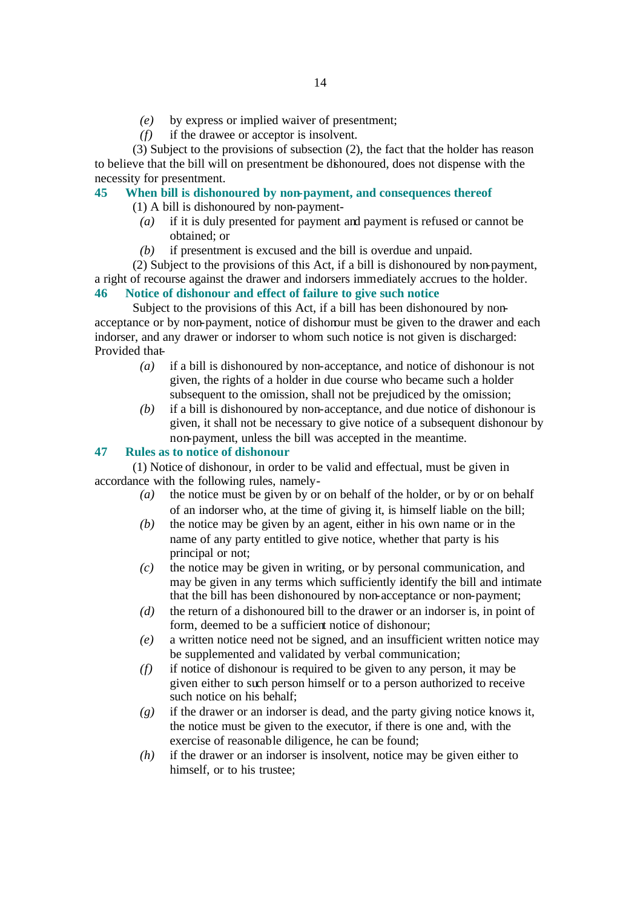*(e)* by express or implied waiver of presentment;

*(f)* if the drawee or acceptor is insolvent.

(3) Subject to the provisions of subsection (2), the fact that the holder has reason to believe that the bill will on presentment be dishonoured, does not dispense with the necessity for presentment.

### 45 When bill is dishonoured by non-payment, and consequences thereof

(1) A bill is dishonoured by non-payment-

*(a)* if it is duly presented for payment and payment is refused or cannot be obtained; or

*(b)* if presentment is excused and the bill is overdue and unpaid.

(2) Subject to the provisions of this Act, if a bill is dishonoured by non-payment, a right of recourse against the drawer and indorsers immediately accrues to the holder.

### 46 Notice of dishonour and effect of failure to give such notice

Subject to the provisions of this Act, if a bill has been dishonoured by non-acceptance or by non-payment, notice of dishonour must be given to the drawer and each indorser, and any drawer or indorser to whom such notice is not given is discharged: Provided that-

*(a)* if a bill is dishonoured by non-acceptance, and notice of dishonour is not given, the rights of a holder in due course who became such a holder subsequent to the omission, shall not be prejudiced by the omission;

*(b)* if a bill is dishonoured by non-acceptance, and due notice of dishonour is given, it shall not be necessary to give notice of a subsequent dishonour by non-payment, unless the bill was accepted in the meantime.

### 47 Rules as to notice of dishonour

(1) Notice of dishonour, in order to be valid and effectual, must be given in accordance with the following rules, namely-

*(a)* the notice must be given by or on behalf of the holder, or by or on behalf of an indorser who, at the time of giving it, is himself liable on the bill;

*(b)* the notice may be given by an agent, either in his own name or in the name of any party entitled to give notice, whether that party is his principal or not;

*(c)* the notice may be given in writing, or by personal communication, and may be given in any terms which sufficiently identify the bill and intimate that the bill has been dishonoured by non-acceptance or non-payment;

*(d)* the return of a dishonoured bill to the drawer or an indorser is, in point of form, deemed to be a sufficient notice of dishonour;

*(e)* a written notice need not be signed, and an insufficient written notice may be supplemented and validated by verbal communication;

*(f)* if notice of dishonour is required to be given to any person, it may be given either to such person himself or to a person authorized to receive such notice on his behalf;

*(g)* if the drawer or an indorser is dead, and the party giving notice knows it, the notice must be given to the executor, if there is one and, with the exercise of reasonable diligence, he can be found;

*(h)* if the drawer or an indorser is insolvent, notice may be given either to himself, or to his trustee;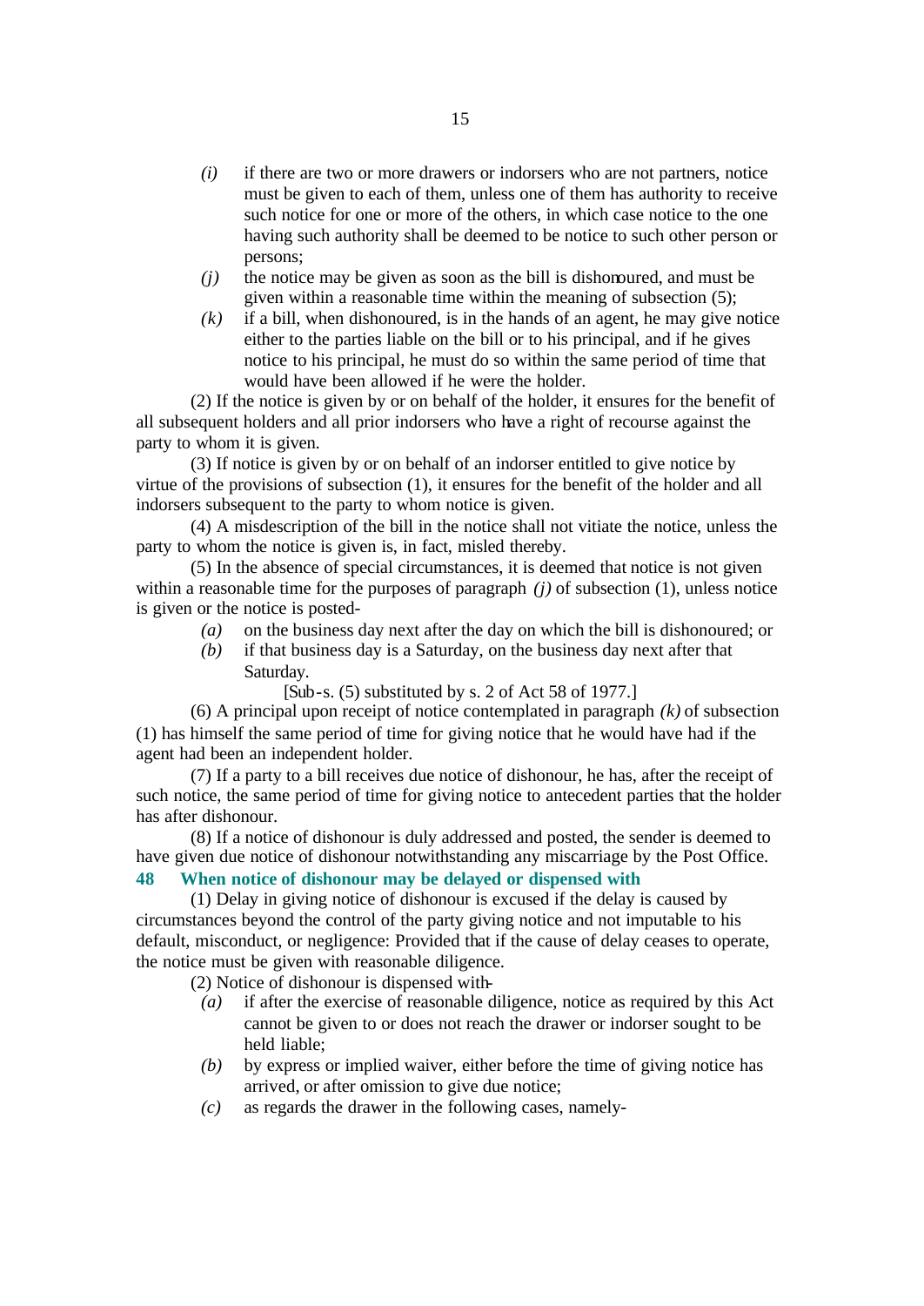*(i)* if there are two or more drawers or indorsers who are not partners, notice must be given to each of them, unless one of them has authority to receive such notice for one or more of the others, in which case notice to the one having such authority shall be deemed to be notice to such other person or persons;

*(j)* the notice may be given as soon as the bill is dishonoured, and must be given within a reasonable time within the meaning of subsection (5);

*(k)* if a bill, when dishonoured, is in the hands of an agent, he may give notice either to the parties liable on the bill or to his principal, and if he gives notice to his principal, he must do so within the same period of time that would have been allowed if he were the holder.

(2) If the notice is given by or on behalf of the holder, it ensures for the benefit of all subsequent holders and all prior indorsers who have a right of recourse against the party to whom it is given.

(3) If notice is given by or on behalf of an indorser entitled to give notice by virtue of the provisions of subsection (1), it ensures for the benefit of the holder and all indorsers subsequent to the party to whom notice is given.

(4) A misdescription of the bill in the notice shall not vitiate the notice, unless the party to whom the notice is given is, in fact, misled thereby.

(5) In the absence of special circumstances, it is deemed that notice is not given within a reasonable time for the purposes of paragraph *(j)* of subsection (1), unless notice is given or the notice is posted-

*(a)* on the business day next after the day on which the bill is dishonoured; or

*(b)* if that business day is a Saturday, on the business day next after that Saturday.

[Sub-s. (5) substituted by s. 2 of Act 58 of 1977.]

(6) A principal upon receipt of notice contemplated in paragraph *(k)* of subsection (1) has himself the same period of time for giving notice that he would have had if the agent had been an independent holder.

(7) If a party to a bill receives due notice of dishonour, he has, after the receipt of such notice, the same period of time for giving notice to antecedent parties that the holder has after dishonour.

(8) If a notice of dishonour is duly addressed and posted, the sender is deemed to have given due notice of dishonour notwithstanding any miscarriage by the Post Office.

## 48 When notice of dishonour may be delayed or dispensed with

(1) Delay in giving notice of dishonour is excused if the delay is caused by circumstances beyond the control of the party giving notice and not imputable to his default, misconduct, or negligence: Provided that if the cause of delay ceases to operate, the notice must be given with reasonable diligence.

(2) Notice of dishonour is dispensed with-

*(a)* if after the exercise of reasonable diligence, notice as required by this Act cannot be given to or does not reach the drawer or indorser sought to be held liable;

*(b)* by express or implied waiver, either before the time of giving notice has arrived, or after omission to give due notice;

*(c)* as regards the drawer in the following cases, namely-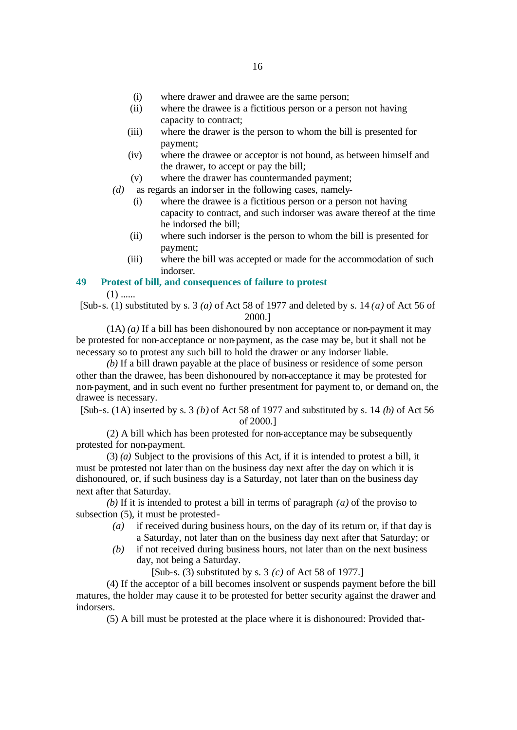(i) where drawer and drawee are the same person;

(ii) where the drawee is a fictitious person or a person not having capacity to contract;

(iii) where the drawer is the person to whom the bill is presented for payment;

(iv) where the drawee or acceptor is not bound, as between himself and the drawer, to accept or pay the bill;

(v) where the drawer has countermanded payment;

*(d)* as regards an indorser in the following cases, namely-

(i) where the drawee is a fictitious person or a person not having capacity to contract, and such indorser was aware thereof at the time he indorsed the bill;

(ii) where such indorser is the person to whom the bill is presented for payment;

(iii) where the bill was accepted or made for the accommodation of such indorser.

## 49 Protest of bill, and consequences of failure to protest

(1) ......

[Sub-s. (1) substituted by s. 3 *(a)* of Act 58 of 1977 and deleted by s. 14 *(a)* of Act 56 of 2000.]

(1A) *(a)* If a bill has been dishonoured by non acceptance or non-payment it may be protested for non-acceptance or non-payment, as the case may be, but it shall not be necessary so to protest any such bill to hold the drawer or any indorser liable.

*(b)* If a bill drawn payable at the place of business or residence of some person other than the drawee, has been dishonoured by non-acceptance it may be protested for non-payment, and in such event no further presentment for payment to, or demand on, the drawee is necessary.

[Sub-s. (1A) inserted by s. 3 *(b)* of Act 58 of 1977 and substituted by s. 14 *(b)* of Act 56 of 2000.]

(2) A bill which has been protested for non-acceptance may be subsequently protested for non-payment.

(3) *(a)* Subject to the provisions of this Act, if it is intended to protest a bill, it must be protested not later than on the business day next after the day on which it is dishonoured, or, if such business day is a Saturday, not later than on the business day next after that Saturday.

*(b)* If it is intended to protest a bill in terms of paragraph *(a)* of the proviso to subsection (5), it must be protested-

*(a)* if received during business hours, on the day of its return or, if that day is a Saturday, not later than on the business day next after that Saturday; or

*(b)* if not received during business hours, not later than on the next business day, not being a Saturday.

[Sub-s. (3) substituted by s. 3 *(c)* of Act 58 of 1977.]

(4) If the acceptor of a bill becomes insolvent or suspends payment before the bill matures, the holder may cause it to be protested for better security against the drawer and indorsers.

(5) A bill must be protested at the place where it is dishonoured: Provided that-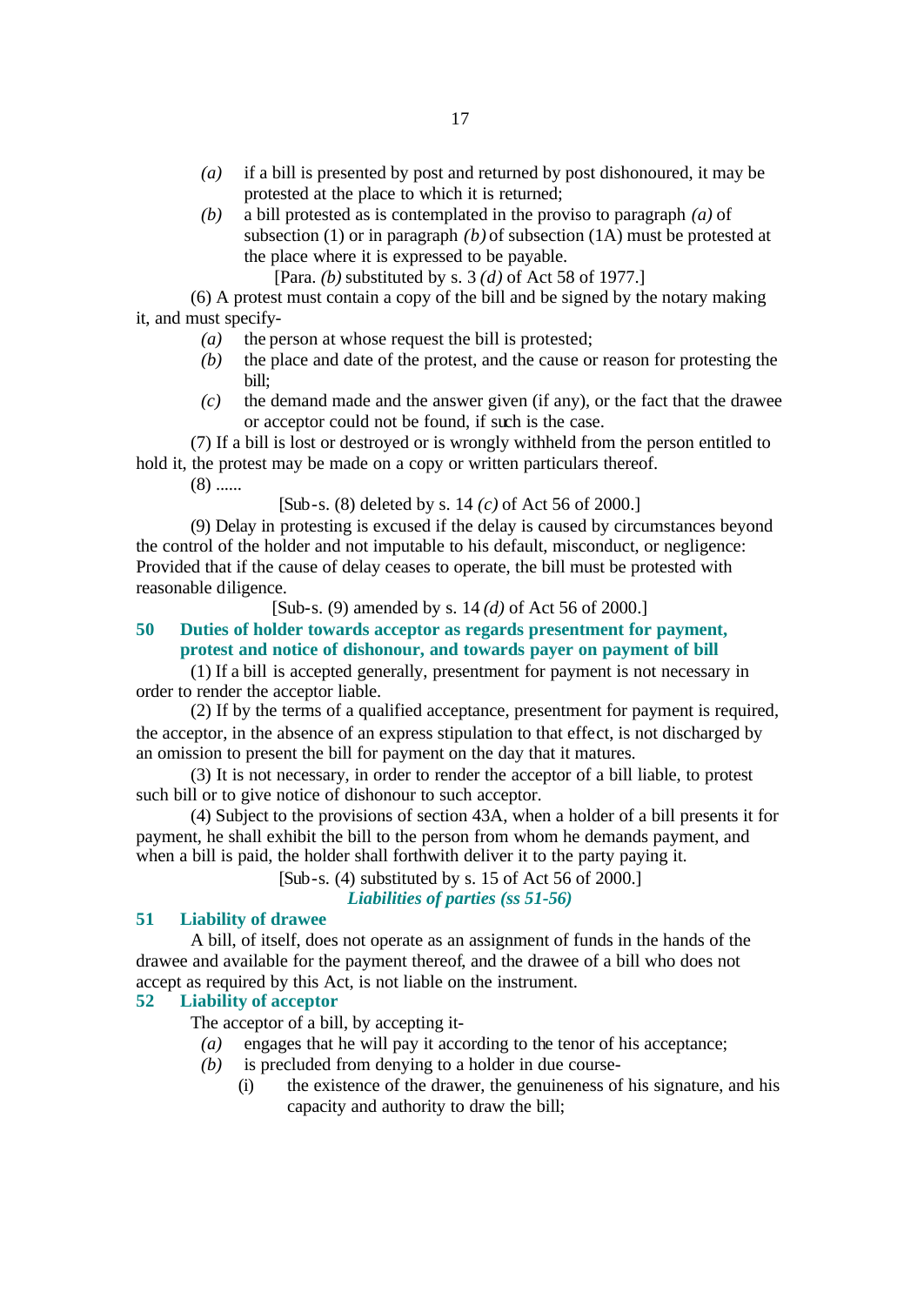*(a)* if a bill is presented by post and returned by post dishonoured, it may be protested at the place to which it is returned;

*(b)* a bill protested as is contemplated in the proviso to paragraph *(a)* of subsection (1) or in paragraph *(b)* of subsection (1A) must be protested at the place where it is expressed to be payable.

[Para. *(b)* substituted by s. 3 *(d)* of Act 58 of 1977.]

(6) A protest must contain a copy of the bill and be signed by the notary making it, and must specify-

*(a)* the person at whose request the bill is protested;

*(b)* the place and date of the protest, and the cause or reason for protesting the bill;

*(c)* the demand made and the answer given (if any), or the fact that the drawee or acceptor could not be found, if such is the case.

(7) If a bill is lost or destroyed or is wrongly withheld from the person entitled to hold it, the protest may be made on a copy or written particulars thereof.

(8) ......

[Sub-s. (8) deleted by s. 14 *(c)* of Act 56 of 2000.]

(9) Delay in protesting is excused if the delay is caused by circumstances beyond the control of the holder and not imputable to his default, misconduct, or negligence: Provided that if the cause of delay ceases to operate, the bill must be protested with reasonable diligence.

[Sub-s. (9) amended by s. 14 *(d)* of Act 56 of 2000.]

### 50 Duties of holder towards acceptor as regards presentment for payment, protest and notice of dishonour, and towards payer on payment of bill

(1) If a bill is accepted generally, presentment for payment is not necessary in order to render the acceptor liable.

(2) If by the terms of a qualified acceptance, presentment for payment is required, the acceptor, in the absence of an express stipulation to that effect, is not discharged by an omission to present the bill for payment on the day that it matures.

(3) It is not necessary, in order to render the acceptor of a bill liable, to protest such bill or to give notice of dishonour to such acceptor.

(4) Subject to the provisions of section 43A, when a holder of a bill presents it for payment, he shall exhibit the bill to the person from whom he demands payment, and when a bill is paid, the holder shall forthwith deliver it to the party paying it.

[Sub-s. (4) substituted by s. 15 of Act 56 of 2000.]

***Liabilities of parties (ss 51-56)***

### 51 Liability of drawee

A bill, of itself, does not operate as an assignment of funds in the hands of the drawee and available for the payment thereof, and the drawee of a bill who does not accept as required by this Act, is not liable on the instrument.

### 52 Liability of acceptor

The acceptor of a bill, by accepting it-

*(a)* engages that he will pay it according to the tenor of his acceptance;

*(b)* is precluded from denying to a holder in due course-

(i) the existence of the drawer, the genuineness of his signature, and his capacity and authority to draw the bill;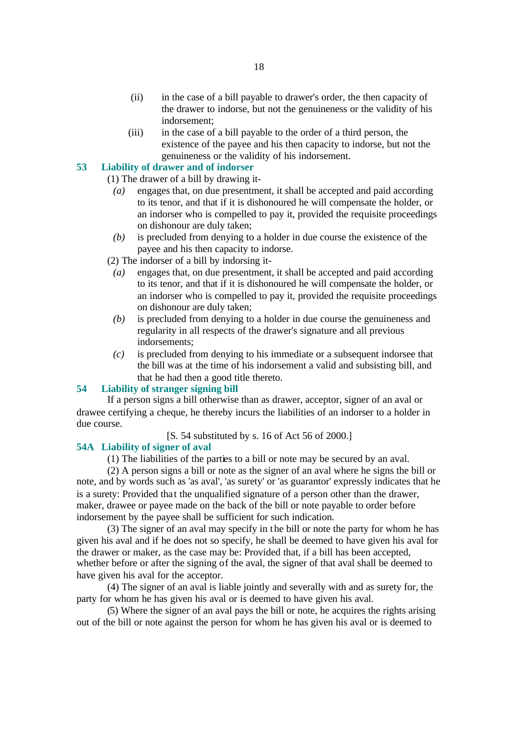(ii) in the case of a bill payable to drawer's order, the then capacity of the drawer to indorse, but not the genuineness or the validity of his indorsement;

(iii) in the case of a bill payable to the order of a third person, the existence of the payee and his then capacity to indorse, but not the genuineness or the validity of his indorsement.

### 53 Liability of drawer and of indorser

(1) The drawer of a bill by drawing it-

*(a)* engages that, on due presentment, it shall be accepted and paid according to its tenor, and that if it is dishonoured he will compensate the holder, or an indorser who is compelled to pay it, provided the requisite proceedings on dishonour are duly taken;

*(b)* is precluded from denying to a holder in due course the existence of the payee and his then capacity to indorse.

(2) The indorser of a bill by indorsing it-

*(a)* engages that, on due presentment, it shall be accepted and paid according to its tenor, and that if it is dishonoured he will compensate the holder, or an indorser who is compelled to pay it, provided the requisite proceedings on dishonour are duly taken;

*(b)* is precluded from denying to a holder in due course the genuineness and regularity in all respects of the drawer's signature and all previous indorsements;

*(c)* is precluded from denying to his immediate or a subsequent indorsee that the bill was at the time of his indorsement a valid and subsisting bill, and that he had then a good title thereto.

### 54 Liability of stranger signing bill

If a person signs a bill otherwise than as drawer, acceptor, signer of an aval or drawee certifying a cheque, he thereby incurs the liabilities of an indorser to a holder in due course.

[S. 54 substituted by s. 16 of Act 56 of 2000.]

### 54A Liability of signer of aval

(1) The liabilities of the parties to a bill or note may be secured by an aval.

(2) A person signs a bill or note as the signer of an aval where he signs the bill or note, and by words such as 'as aval', 'as surety' or 'as guarantor' expressly indicates that he is a surety: Provided that the unqualified signature of a person other than the drawer, maker, drawee or payee made on the back of the bill or note payable to order before indorsement by the payee shall be sufficient for such indication.

(3) The signer of an aval may specify in the bill or note the party for whom he has given his aval and if he does not so specify, he shall be deemed to have given his aval for the drawer or maker, as the case may be: Provided that, if a bill has been accepted, whether before or after the signing of the aval, the signer of that aval shall be deemed to have given his aval for the acceptor.

(4) The signer of an aval is liable jointly and severally with and as surety for, the party for whom he has given his aval or is deemed to have given his aval.

(5) Where the signer of an aval pays the bill or note, he acquires the rights arising out of the bill or note against the person for whom he has given his aval or is deemed to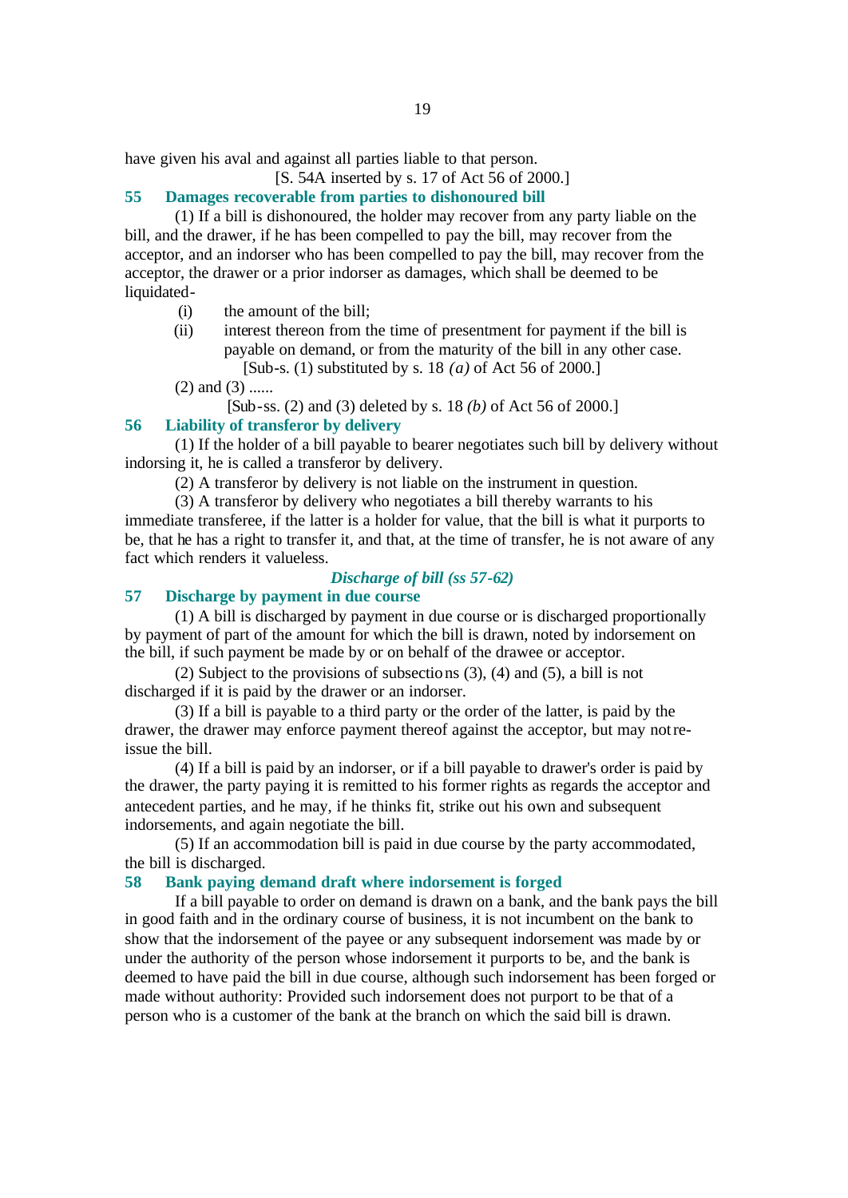have given his aval and against all parties liable to that person.

[S. 54A inserted by s. 17 of Act 56 of 2000.]

### 55 Damages recoverable from parties to dishonoured bill

(1) If a bill is dishonoured, the holder may recover from any party liable on the bill, and the drawer, if he has been compelled to pay the bill, may recover from the acceptor, and an indorser who has been compelled to pay the bill, may recover from the acceptor, the drawer or a prior indorser as damages, which shall be deemed to be liquidated-

(i) the amount of the bill;

(ii) interest thereon from the time of presentment for payment if the bill is payable on demand, or from the maturity of the bill in any other case.

[Sub-s. (1) substituted by s. 18 *(a)* of Act 56 of 2000.]

(2) and (3) ......

[Sub-ss. (2) and (3) deleted by s. 18 *(b)* of Act 56 of 2000.]

### 56 Liability of transferor by delivery

(1) If the holder of a bill payable to bearer negotiates such bill by delivery without indorsing it, he is called a transferor by delivery.

(2) A transferor by delivery is not liable on the instrument in question.

(3) A transferor by delivery who negotiates a bill thereby warrants to his immediate transferee, if the latter is a holder for value, that the bill is what it purports to be, that he has a right to transfer it, and that, at the time of transfer, he is not aware of any fact which renders it valueless.

## *Discharge of bill (ss 57-62)*

### 57 Discharge by payment in due course

(1) A bill is discharged by payment in due course or is discharged proportionally by payment of part of the amount for which the bill is drawn, noted by indorsement on the bill, if such payment be made by or on behalf of the drawee or acceptor.

(2) Subject to the provisions of subsections (3), (4) and (5), a bill is not discharged if it is paid by the drawer or an indorser.

(3) If a bill is payable to a third party or the order of the latter, is paid by the drawer, the drawer may enforce payment thereof against the acceptor, but may not re-issue the bill.

(4) If a bill is paid by an indorser, or if a bill payable to drawer's order is paid by the drawer, the party paying it is remitted to his former rights as regards the acceptor and antecedent parties, and he may, if he thinks fit, strike out his own and subsequent indorsements, and again negotiate the bill.

(5) If an accommodation bill is paid in due course by the party accommodated, the bill is discharged.

### 58 Bank paying demand draft where indorsement is forged

If a bill payable to order on demand is drawn on a bank, and the bank pays the bill in good faith and in the ordinary course of business, it is not incumbent on the bank to show that the indorsement of the payee or any subsequent indorsement was made by or under the authority of the person whose indorsement it purports to be, and the bank is deemed to have paid the bill in due course, although such indorsement has been forged or made without authority: Provided such indorsement does not purport to be that of a person who is a customer of the bank at the branch on which the said bill is drawn.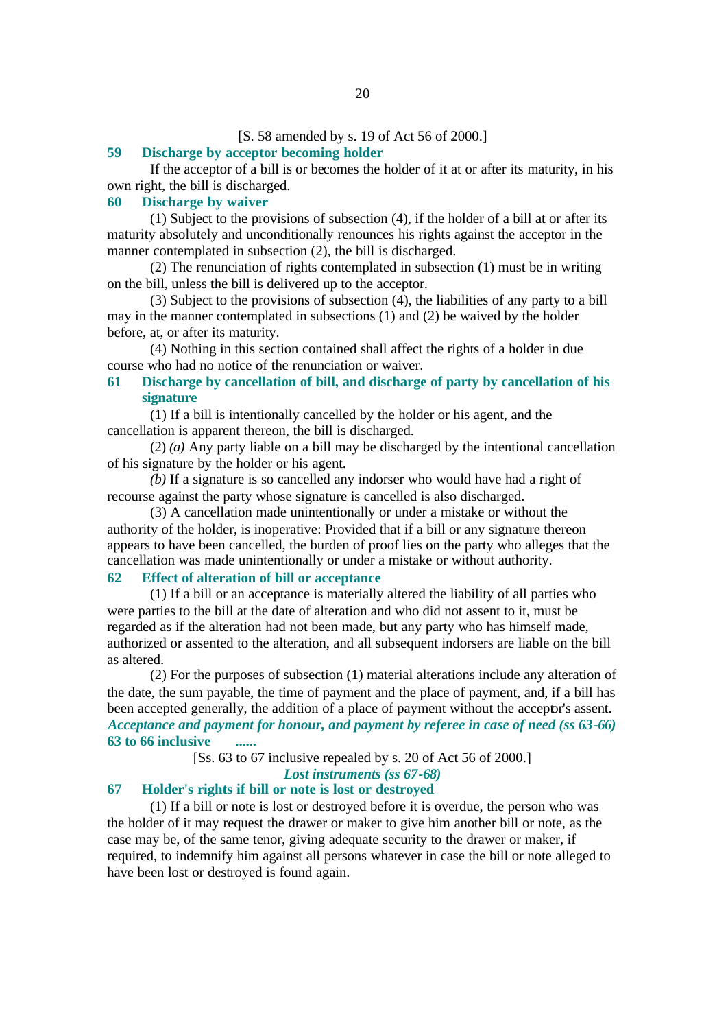[S. 58 amended by s. 19 of Act 56 of 2000.]

**59 Discharge by acceptor becoming holder**

If the acceptor of a bill is or becomes the holder of it at or after its maturity, in his own right, the bill is discharged.

**60 Discharge by waiver**

(1) Subject to the provisions of subsection (4), if the holder of a bill at or after its maturity absolutely and unconditionally renounces his rights against the acceptor in the manner contemplated in subsection (2), the bill is discharged.

(2) The renunciation of rights contemplated in subsection (1) must be in writing on the bill, unless the bill is delivered up to the acceptor.

(3) Subject to the provisions of subsection (4), the liabilities of any party to a bill may in the manner contemplated in subsections (1) and (2) be waived by the holder before, at, or after its maturity.

(4) Nothing in this section contained shall affect the rights of a holder in due course who had no notice of the renunciation or waiver.

**61 Discharge by cancellation of bill, and discharge of party by cancellation of his signature**

(1) If a bill is intentionally cancelled by the holder or his agent, and the cancellation is apparent thereon, the bill is discharged.

(2) *(a)* Any party liable on a bill may be discharged by the intentional cancellation of his signature by the holder or his agent.

*(b)* If a signature is so cancelled any indorser who would have had a right of recourse against the party whose signature is cancelled is also discharged.

(3) A cancellation made unintentionally or under a mistake or without the authority of the holder, is inoperative: Provided that if a bill or any signature thereon appears to have been cancelled, the burden of proof lies on the party who alleges that the cancellation was made unintentionally or under a mistake or without authority.

**62 Effect of alteration of bill or acceptance**

(1) If a bill or an acceptance is materially altered the liability of all parties who were parties to the bill at the date of alteration and who did not assent to it, must be regarded as if the alteration had not been made, but any party who has himself made, authorized or assented to the alteration, and all subsequent indorsers are liable on the bill as altered.

(2) For the purposes of subsection (1) material alterations include any alteration of the date, the sum payable, the time of payment and the place of payment, and, if a bill has been accepted generally, the addition of a place of payment without the acceptor's assent.

***Acceptance and payment for honour, and payment by referee in case of need (ss 63-66)***

**63 to 66 inclusive ......**

[Ss. 63 to 67 inclusive repealed by s. 20 of Act 56 of 2000.]

***Lost instruments (ss 67-68)***

**67 Holder's rights if bill or note is lost or destroyed**

(1) If a bill or note is lost or destroyed before it is overdue, the person who was the holder of it may request the drawer or maker to give him another bill or note, as the case may be, of the same tenor, giving adequate security to the drawer or maker, if required, to indemnify him against all persons whatever in case the bill or note alleged to have been lost or destroyed is found again.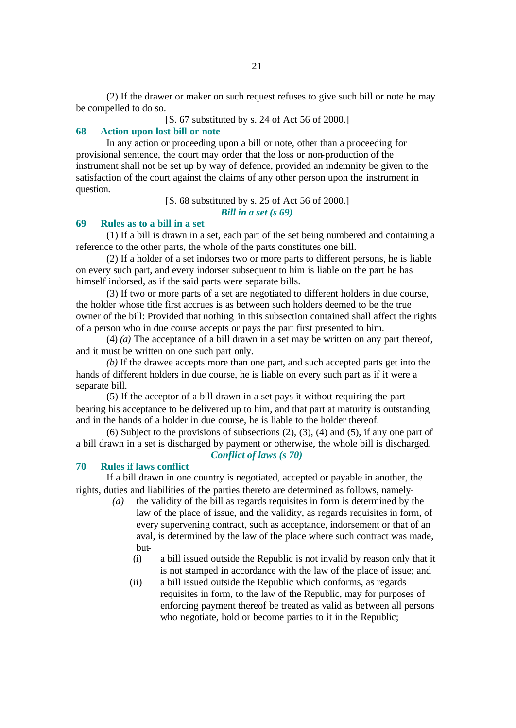(2) If the drawer or maker on such request refuses to give such bill or note he may be compelled to do so.

[S. 67 substituted by s. 24 of Act 56 of 2000.]

### 68 Action upon lost bill or note

In any action or proceeding upon a bill or note, other than a proceeding for provisional sentence, the court may order that the loss or non-production of the instrument shall not be set up by way of defence, provided an indemnity be given to the satisfaction of the court against the claims of any other person upon the instrument in question.

[S. 68 substituted by s. 25 of Act 56 of 2000.]

***Bill in a set (s 69)***

### 69 Rules as to a bill in a set

(1) If a bill is drawn in a set, each part of the set being numbered and containing a reference to the other parts, the whole of the parts constitutes one bill.

(2) If a holder of a set indorses two or more parts to different persons, he is liable on every such part, and every indorser subsequent to him is liable on the part he has himself indorsed, as if the said parts were separate bills.

(3) If two or more parts of a set are negotiated to different holders in due course, the holder whose title first accrues is as between such holders deemed to be the true owner of the bill: Provided that nothing in this subsection contained shall affect the rights of a person who in due course accepts or pays the part first presented to him.

(4) *(a)* The acceptance of a bill drawn in a set may be written on any part thereof, and it must be written on one such part only.

*(b)* If the drawee accepts more than one part, and such accepted parts get into the hands of different holders in due course, he is liable on every such part as if it were a separate bill.

(5) If the acceptor of a bill drawn in a set pays it without requiring the part bearing his acceptance to be delivered up to him, and that part at maturity is outstanding and in the hands of a holder in due course, he is liable to the holder thereof.

(6) Subject to the provisions of subsections (2), (3), (4) and (5), if any one part of a bill drawn in a set is discharged by payment or otherwise, the whole bill is discharged.

***Conflict of laws (s 70)***

### 70 Rules if laws conflict

If a bill drawn in one country is negotiated, accepted or payable in another, the rights, duties and liabilities of the parties thereto are determined as follows, namely-

*(a)* the validity of the bill as regards requisites in form is determined by the law of the place of issue, and the validity, as regards requisites in form, of every supervening contract, such as acceptance, indorsement or that of an aval, is determined by the law of the place where such contract was made, but-

(i) a bill issued outside the Republic is not invalid by reason only that it is not stamped in accordance with the law of the place of issue; and

(ii) a bill issued outside the Republic which conforms, as regards requisites in form, to the law of the Republic, may for purposes of enforcing payment thereof be treated as valid as between all persons who negotiate, hold or become parties to it in the Republic;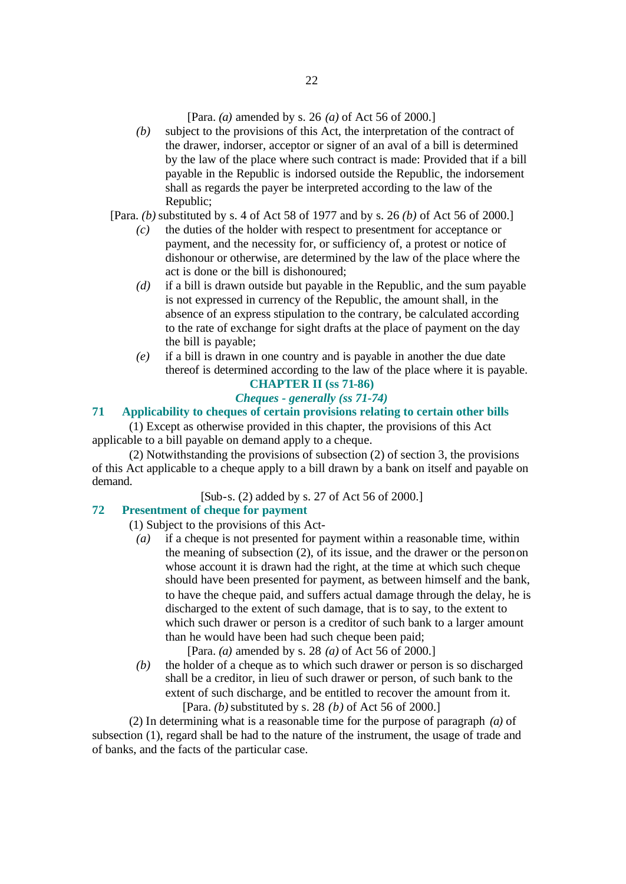[Para. *(a)* amended by s. 26 *(a)* of Act 56 of 2000.]

*(b)* subject to the provisions of this Act, the interpretation of the contract of the drawer, indorser, acceptor or signer of an aval of a bill is determined by the law of the place where such contract is made: Provided that if a bill payable in the Republic is indorsed outside the Republic, the indorsement shall as regards the payer be interpreted according to the law of the Republic;

[Para. *(b)* substituted by s. 4 of Act 58 of 1977 and by s. 26 *(b)* of Act 56 of 2000.]

*(c)* the duties of the holder with respect to presentment for acceptance or payment, and the necessity for, or sufficiency of, a protest or notice of dishonour or otherwise, are determined by the law of the place where the act is done or the bill is dishonoured;

*(d)* if a bill is drawn outside but payable in the Republic, and the sum payable is not expressed in currency of the Republic, the amount shall, in the absence of an express stipulation to the contrary, be calculated according to the rate of exchange for sight drafts at the place of payment on the day the bill is payable;

*(e)* if a bill is drawn in one country and is payable in another the due date thereof is determined according to the law of the place where it is payable.

## CHAPTER II (ss 71-86)

### *Cheques - generally (ss 71-74)*

### 71 Applicability to cheques of certain provisions relating to certain other bills

(1) Except as otherwise provided in this chapter, the provisions of this Act applicable to a bill payable on demand apply to a cheque.

(2) Notwithstanding the provisions of subsection (2) of section 3, the provisions of this Act applicable to a cheque apply to a bill drawn by a bank on itself and payable on demand.

[Sub-s. (2) added by s. 27 of Act 56 of 2000.]

### 72 Presentment of cheque for payment

(1) Subject to the provisions of this Act-

*(a)* if a cheque is not presented for payment within a reasonable time, within the meaning of subsection (2), of its issue, and the drawer or the person on whose account it is drawn had the right, at the time at which such cheque should have been presented for payment, as between himself and the bank, to have the cheque paid, and suffers actual damage through the delay, he is discharged to the extent of such damage, that is to say, to the extent to which such drawer or person is a creditor of such bank to a larger amount than he would have been had such cheque been paid;

[Para. *(a)* amended by s. 28 *(a)* of Act 56 of 2000.]

*(b)* the holder of a cheque as to which such drawer or person is so discharged shall be a creditor, in lieu of such drawer or person, of such bank to the extent of such discharge, and be entitled to recover the amount from it.

[Para. *(b)* substituted by s. 28 *(b)* of Act 56 of 2000.]

(2) In determining what is a reasonable time for the purpose of paragraph *(a)* of subsection (1), regard shall be had to the nature of the instrument, the usage of trade and of banks, and the facts of the particular case.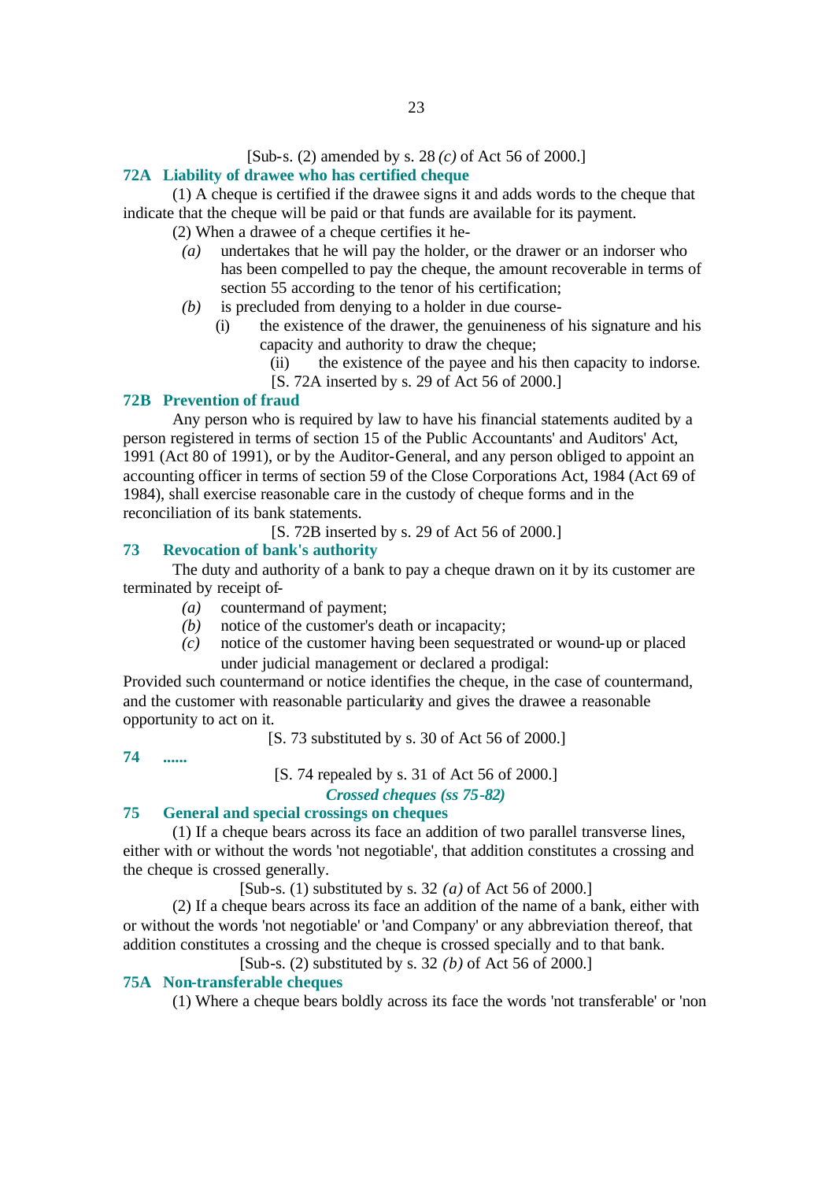[Sub-s. (2) amended by s. 28 *(c)* of Act 56 of 2000.]

### 72A Liability of drawee who has certified cheque

(1) A cheque is certified if the drawee signs it and adds words to the cheque that indicate that the cheque will be paid or that funds are available for its payment.

(2) When a drawee of a cheque certifies it he-

*(a)* undertakes that he will pay the holder, or the drawer or an indorser who has been compelled to pay the cheque, the amount recoverable in terms of section 55 according to the tenor of his certification;

*(b)* is precluded from denying to a holder in due course-

(i) the existence of the drawer, the genuineness of his signature and his capacity and authority to draw the cheque;

(ii) the existence of the payee and his then capacity to indorse.

[S. 72A inserted by s. 29 of Act 56 of 2000.]

### 72B Prevention of fraud

Any person who is required by law to have his financial statements audited by a person registered in terms of section 15 of the Public Accountants' and Auditors' Act, 1991 (Act 80 of 1991), or by the Auditor-General, and any person obliged to appoint an accounting officer in terms of section 59 of the Close Corporations Act, 1984 (Act 69 of 1984), shall exercise reasonable care in the custody of cheque forms and in the reconciliation of its bank statements.

[S. 72B inserted by s. 29 of Act 56 of 2000.]

### 73 Revocation of bank's authority

The duty and authority of a bank to pay a cheque drawn on it by its customer are terminated by receipt of-

*(a)* countermand of payment;

*(b)* notice of the customer's death or incapacity;

*(c)* notice of the customer having been sequestrated or wound-up or placed under judicial management or declared a prodigal:

Provided such countermand or notice identifies the cheque, in the case of countermand, and the customer with reasonable particularity and gives the drawee a reasonable opportunity to act on it.

[S. 73 substituted by s. 30 of Act 56 of 2000.]

### 74 ......

[S. 74 repealed by s. 31 of Act 56 of 2000.]

## *Crossed cheques (ss 75-82)*

### 75 General and special crossings on cheques

(1) If a cheque bears across its face an addition of two parallel transverse lines, either with or without the words 'not negotiable', that addition constitutes a crossing and the cheque is crossed generally.

[Sub-s. (1) substituted by s. 32 *(a)* of Act 56 of 2000.]

(2) If a cheque bears across its face an addition of the name of a bank, either with or without the words 'not negotiable' or 'and Company' or any abbreviation thereof, that addition constitutes a crossing and the cheque is crossed specially and to that bank.

[Sub-s. (2) substituted by s. 32 *(b)* of Act 56 of 2000.]

### 75A Non-transferable cheques

(1) Where a cheque bears boldly across its face the words 'not transferable' or 'non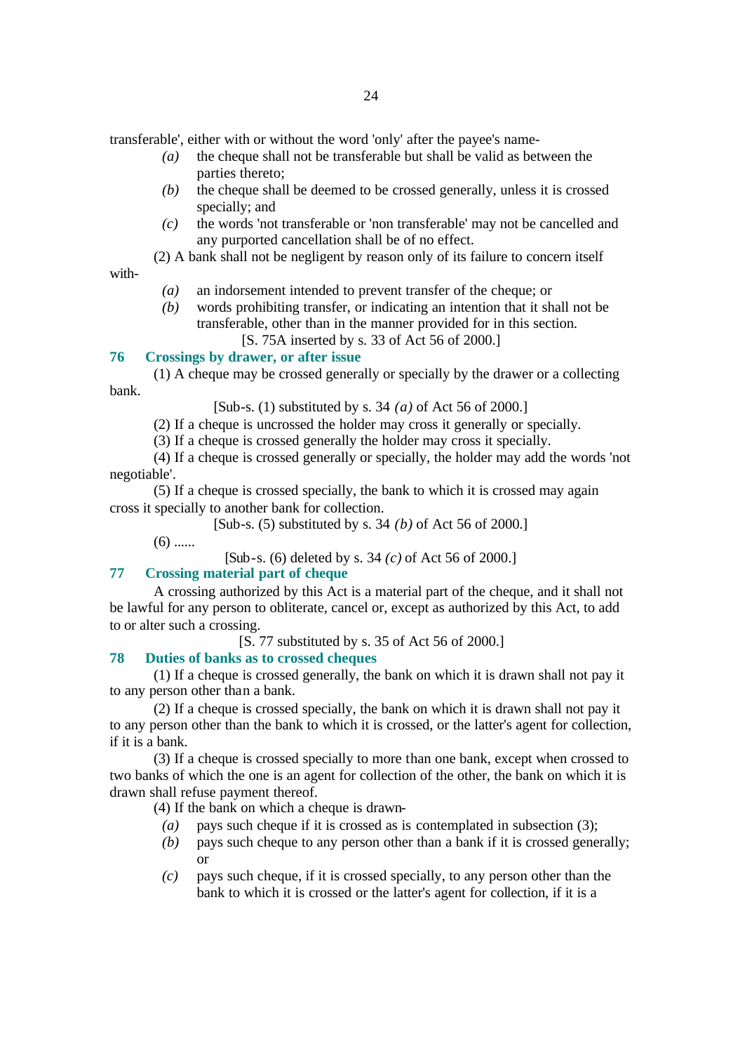transferable', either with or without the word 'only' after the payee's name-

*(a)* the cheque shall not be transferable but shall be valid as between the parties thereto;

*(b)* the cheque shall be deemed to be crossed generally, unless it is crossed specially; and

*(c)* the words 'not transferable or 'non transferable' may not be cancelled and any purported cancellation shall be of no effect.

(2) A bank shall not be negligent by reason only of its failure to concern itself with-

*(a)* an indorsement intended to prevent transfer of the cheque; or

*(b)* words prohibiting transfer, or indicating an intention that it shall not be transferable, other than in the manner provided for in this section.

[S. 75A inserted by s. 33 of Act 56 of 2000.]

### 76 Crossings by drawer, or after issue

(1) A cheque may be crossed generally or specially by the drawer or a collecting bank.

[Sub-s. (1) substituted by s. 34 *(a)* of Act 56 of 2000.]

(2) If a cheque is uncrossed the holder may cross it generally or specially.

(3) If a cheque is crossed generally the holder may cross it specially.

(4) If a cheque is crossed generally or specially, the holder may add the words 'not negotiable'.

(5) If a cheque is crossed specially, the bank to which it is crossed may again cross it specially to another bank for collection.

[Sub-s. (5) substituted by s. 34 *(b)* of Act 56 of 2000.]

(6) ......

[Sub-s. (6) deleted by s. 34 *(c)* of Act 56 of 2000.]

### 77 Crossing material part of cheque

A crossing authorized by this Act is a material part of the cheque, and it shall not be lawful for any person to obliterate, cancel or, except as authorized by this Act, to add to or alter such a crossing.

[S. 77 substituted by s. 35 of Act 56 of 2000.]

### 78 Duties of banks as to crossed cheques

(1) If a cheque is crossed generally, the bank on which it is drawn shall not pay it to any person other than a bank.

(2) If a cheque is crossed specially, the bank on which it is drawn shall not pay it to any person other than the bank to which it is crossed, or the latter's agent for collection, if it is a bank.

(3) If a cheque is crossed specially to more than one bank, except when crossed to two banks of which the one is an agent for collection of the other, the bank on which it is drawn shall refuse payment thereof.

(4) If the bank on which a cheque is drawn-

*(a)* pays such cheque if it is crossed as is contemplated in subsection (3);

*(b)* pays such cheque to any person other than a bank if it is crossed generally; or

*(c)* pays such cheque, if it is crossed specially, to any person other than the bank to which it is crossed or the latter's agent for collection, if it is a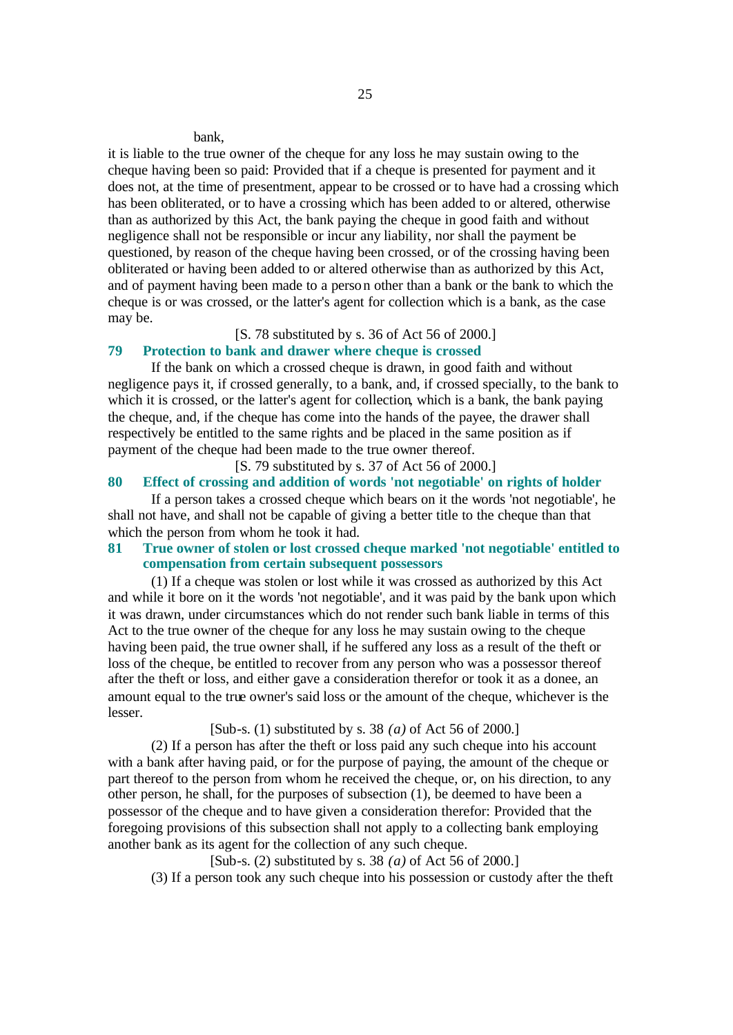bank,

it is liable to the true owner of the cheque for any loss he may sustain owing to the cheque having been so paid: Provided that if a cheque is presented for payment and it does not, at the time of presentment, appear to be crossed or to have had a crossing which has been obliterated, or to have a crossing which has been added to or altered, otherwise than as authorized by this Act, the bank paying the cheque in good faith and without negligence shall not be responsible or incur any liability, nor shall the payment be questioned, by reason of the cheque having been crossed, or of the crossing having been obliterated or having been added to or altered otherwise than as authorized by this Act, and of payment having been made to a person other than a bank or the bank to which the cheque is or was crossed, or the latter's agent for collection which is a bank, as the case may be.

[S. 78 substituted by s. 36 of Act 56 of 2000.]

### 79 Protection to bank and drawer where cheque is crossed

If the bank on which a crossed cheque is drawn, in good faith and without negligence pays it, if crossed generally, to a bank, and, if crossed specially, to the bank to which it is crossed, or the latter's agent for collection, which is a bank, the bank paying the cheque, and, if the cheque has come into the hands of the payee, the drawer shall respectively be entitled to the same rights and be placed in the same position as if payment of the cheque had been made to the true owner thereof.

[S. 79 substituted by s. 37 of Act 56 of 2000.]

### 80 Effect of crossing and addition of words 'not negotiable' on rights of holder

If a person takes a crossed cheque which bears on it the words 'not negotiable', he shall not have, and shall not be capable of giving a better title to the cheque than that which the person from whom he took it had.

### 81 True owner of stolen or lost crossed cheque marked 'not negotiable' entitled to compensation from certain subsequent possessors

(1) If a cheque was stolen or lost while it was crossed as authorized by this Act and while it bore on it the words 'not negotiable', and it was paid by the bank upon which it was drawn, under circumstances which do not render such bank liable in terms of this Act to the true owner of the cheque for any loss he may sustain owing to the cheque having been paid, the true owner shall, if he suffered any loss as a result of the theft or loss of the cheque, be entitled to recover from any person who was a possessor thereof after the theft or loss, and either gave a consideration therefor or took it as a donee, an amount equal to the true owner's said loss or the amount of the cheque, whichever is the lesser.

[Sub-s. (1) substituted by s. 38 *(a)* of Act 56 of 2000.]

(2) If a person has after the theft or loss paid any such cheque into his account with a bank after having paid, or for the purpose of paying, the amount of the cheque or part thereof to the person from whom he received the cheque, or, on his direction, to any other person, he shall, for the purposes of subsection (1), be deemed to have been a possessor of the cheque and to have given a consideration therefor: Provided that the foregoing provisions of this subsection shall not apply to a collecting bank employing another bank as its agent for the collection of any such cheque.

[Sub-s. (2) substituted by s. 38 *(a)* of Act 56 of 2000.]

(3) If a person took any such cheque into his possession or custody after the theft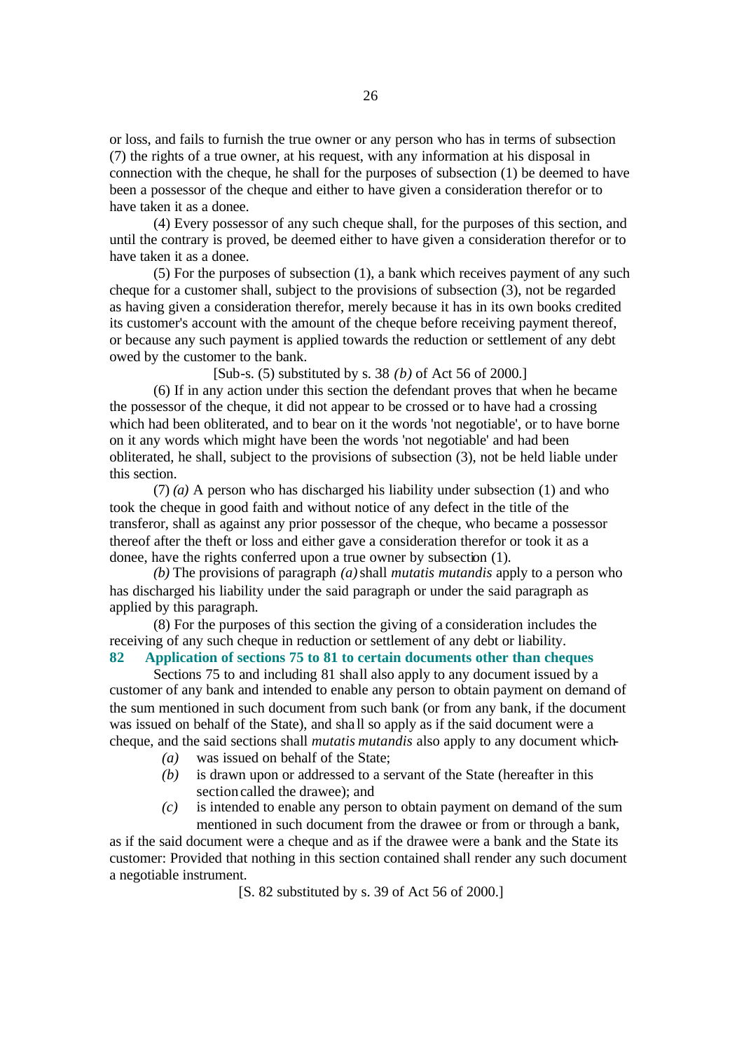or loss, and fails to furnish the true owner or any person who has in terms of subsection (7) the rights of a true owner, at his request, with any information at his disposal in connection with the cheque, he shall for the purposes of subsection (1) be deemed to have been a possessor of the cheque and either to have given a consideration therefor or to have taken it as a donee.

(4) Every possessor of any such cheque shall, for the purposes of this section, and until the contrary is proved, be deemed either to have given a consideration therefor or to have taken it as a donee.

(5) For the purposes of subsection (1), a bank which receives payment of any such cheque for a customer shall, subject to the provisions of subsection (3), not be regarded as having given a consideration therefor, merely because it has in its own books credited its customer's account with the amount of the cheque before receiving payment thereof, or because any such payment is applied towards the reduction or settlement of any debt owed by the customer to the bank.

[Sub-s. (5) substituted by s. 38 *(b)* of Act 56 of 2000.]

(6) If in any action under this section the defendant proves that when he became the possessor of the cheque, it did not appear to be crossed or to have had a crossing which had been obliterated, and to bear on it the words 'not negotiable', or to have borne on it any words which might have been the words 'not negotiable' and had been obliterated, he shall, subject to the provisions of subsection (3), not be held liable under this section.

(7) *(a)* A person who has discharged his liability under subsection (1) and who took the cheque in good faith and without notice of any defect in the title of the transferor, shall as against any prior possessor of the cheque, who became a possessor thereof after the theft or loss and either gave a consideration therefor or took it as a donee, have the rights conferred upon a true owner by subsection (1).

*(b)* The provisions of paragraph *(a)* shall *mutatis mutandis* apply to a person who has discharged his liability under the said paragraph or under the said paragraph as applied by this paragraph.

(8) For the purposes of this section the giving of a consideration includes the receiving of any such cheque in reduction or settlement of any debt or liability.

**82 Application of sections 75 to 81 to certain documents other than cheques**

Sections 75 to and including 81 shall also apply to any document issued by a customer of any bank and intended to enable any person to obtain payment on demand of the sum mentioned in such document from such bank (or from any bank, if the document was issued on behalf of the State), and shall so apply as if the said document were a cheque, and the said sections shall *mutatis mutandis* also apply to any document which-

- *(a)* was issued on behalf of the State;
- *(b)* is drawn upon or addressed to a servant of the State (hereafter in this section called the drawee); and
- *(c)* is intended to enable any person to obtain payment on demand of the sum mentioned in such document from the drawee or from or through a bank,

as if the said document were a cheque and as if the drawee were a bank and the State its customer: Provided that nothing in this section contained shall render any such document a negotiable instrument.

[S. 82 substituted by s. 39 of Act 56 of 2000.]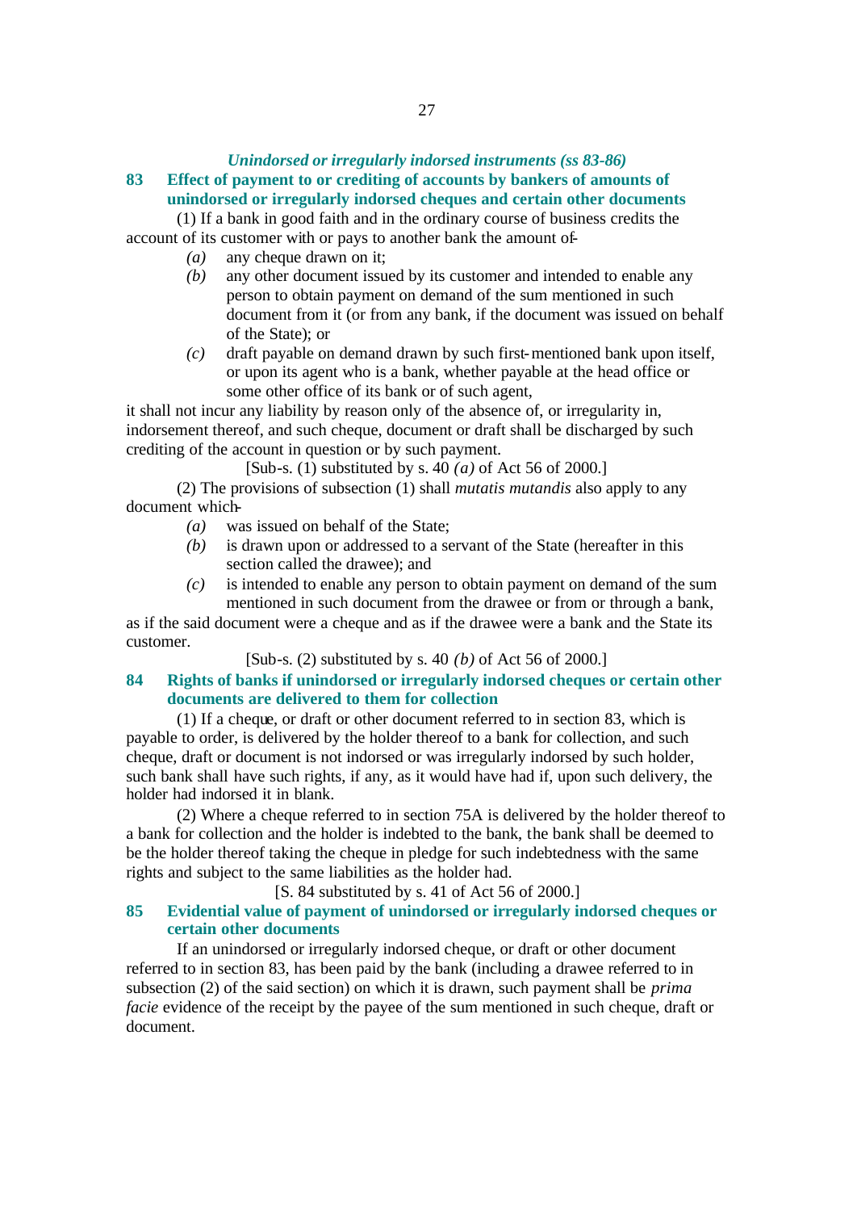***Unindorsed or irregularly indorsed instruments (ss 83-86)***

**83 Effect of payment to or crediting of accounts by bankers of amounts of unindorsed or irregularly indorsed cheques and certain other documents**

(1) If a bank in good faith and in the ordinary course of business credits the account of its customer with or pays to another bank the amount of-

*(a)* any cheque drawn on it;

*(b)* any other document issued by its customer and intended to enable any person to obtain payment on demand of the sum mentioned in such document from it (or from any bank, if the document was issued on behalf of the State); or

*(c)* draft payable on demand drawn by such first-mentioned bank upon itself, or upon its agent who is a bank, whether payable at the head office or some other office of its bank or of such agent,

it shall not incur any liability by reason only of the absence of, or irregularity in, indorsement thereof, and such cheque, document or draft shall be discharged by such crediting of the account in question or by such payment.

[Sub-s. (1) substituted by s. 40 *(a)* of Act 56 of 2000.]

(2) The provisions of subsection (1) shall *mutatis mutandis* also apply to any document which-

*(a)* was issued on behalf of the State;

*(b)* is drawn upon or addressed to a servant of the State (hereafter in this section called the drawee); and

*(c)* is intended to enable any person to obtain payment on demand of the sum mentioned in such document from the drawee or from or through a bank,

as if the said document were a cheque and as if the drawee were a bank and the State its customer.

[Sub-s. (2) substituted by s. 40 *(b)* of Act 56 of 2000.]

**84 Rights of banks if unindorsed or irregularly indorsed cheques or certain other documents are delivered to them for collection**

(1) If a cheque, or draft or other document referred to in section 83, which is payable to order, is delivered by the holder thereof to a bank for collection, and such cheque, draft or document is not indorsed or was irregularly indorsed by such holder, such bank shall have such rights, if any, as it would have had if, upon such delivery, the holder had indorsed it in blank.

(2) Where a cheque referred to in section 75A is delivered by the holder thereof to a bank for collection and the holder is indebted to the bank, the bank shall be deemed to be the holder thereof taking the cheque in pledge for such indebtedness with the same rights and subject to the same liabilities as the holder had.

[S. 84 substituted by s. 41 of Act 56 of 2000.]

**85 Evidential value of payment of unindorsed or irregularly indorsed cheques or certain other documents**

If an unindorsed or irregularly indorsed cheque, or draft or other document referred to in section 83, has been paid by the bank (including a drawee referred to in subsection (2) of the said section) on which it is drawn, such payment shall be *prima facie* evidence of the receipt by the payee of the sum mentioned in such cheque, draft or document.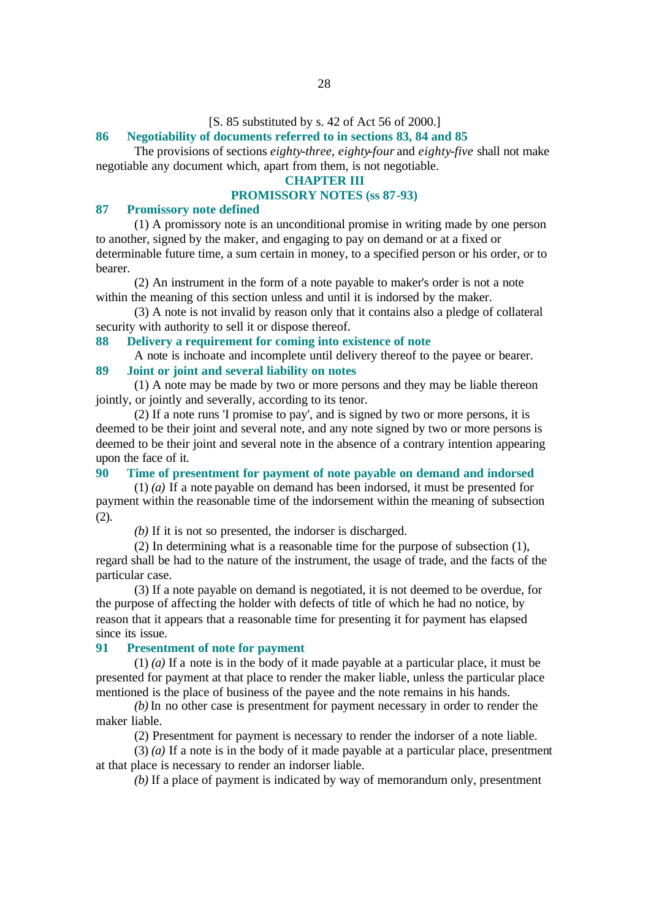[S. 85 substituted by s. 42 of Act 56 of 2000.]

### 86 Negotiability of documents referred to in sections 83, 84 and 85

The provisions of sections *eighty-three*, *eighty-four* and *eighty-five* shall not make negotiable any document which, apart from them, is not negotiable.

## CHAPTER III

## PROMISSORY NOTES (ss 87-93)

### 87 Promissory note defined

(1) A promissory note is an unconditional promise in writing made by one person to another, signed by the maker, and engaging to pay on demand or at a fixed or determinable future time, a sum certain in money, to a specified person or his order, or to bearer.

(2) An instrument in the form of a note payable to maker's order is not a note within the meaning of this section unless and until it is indorsed by the maker.

(3) A note is not invalid by reason only that it contains also a pledge of collateral security with authority to sell it or dispose thereof.

### 88 Delivery a requirement for coming into existence of note

A note is inchoate and incomplete until delivery thereof to the payee or bearer.

### 89 Joint or joint and several liability on notes

(1) A note may be made by two or more persons and they may be liable thereon jointly, or jointly and severally, according to its tenor.

(2) If a note runs 'I promise to pay', and is signed by two or more persons, it is deemed to be their joint and several note, and any note signed by two or more persons is deemed to be their joint and several note in the absence of a contrary intention appearing upon the face of it.

### 90 Time of presentment for payment of note payable on demand and indorsed

(1) *(a)* If a note payable on demand has been indorsed, it must be presented for payment within the reasonable time of the indorsement within the meaning of subsection (2).

*(b)* If it is not so presented, the indorser is discharged.

(2) In determining what is a reasonable time for the purpose of subsection (1), regard shall be had to the nature of the instrument, the usage of trade, and the facts of the particular case.

(3) If a note payable on demand is negotiated, it is not deemed to be overdue, for the purpose of affecting the holder with defects of title of which he had no notice, by reason that it appears that a reasonable time for presenting it for payment has elapsed since its issue.

### 91 Presentment of note for payment

(1) *(a)* If a note is in the body of it made payable at a particular place, it must be presented for payment at that place to render the maker liable, unless the particular place mentioned is the place of business of the payee and the note remains in his hands.

*(b)* In no other case is presentment for payment necessary in order to render the maker liable.

(2) Presentment for payment is necessary to render the indorser of a note liable.

(3) *(a)* If a note is in the body of it made payable at a particular place, presentment at that place is necessary to render an indorser liable.

*(b)* If a place of payment is indicated by way of memorandum only, presentment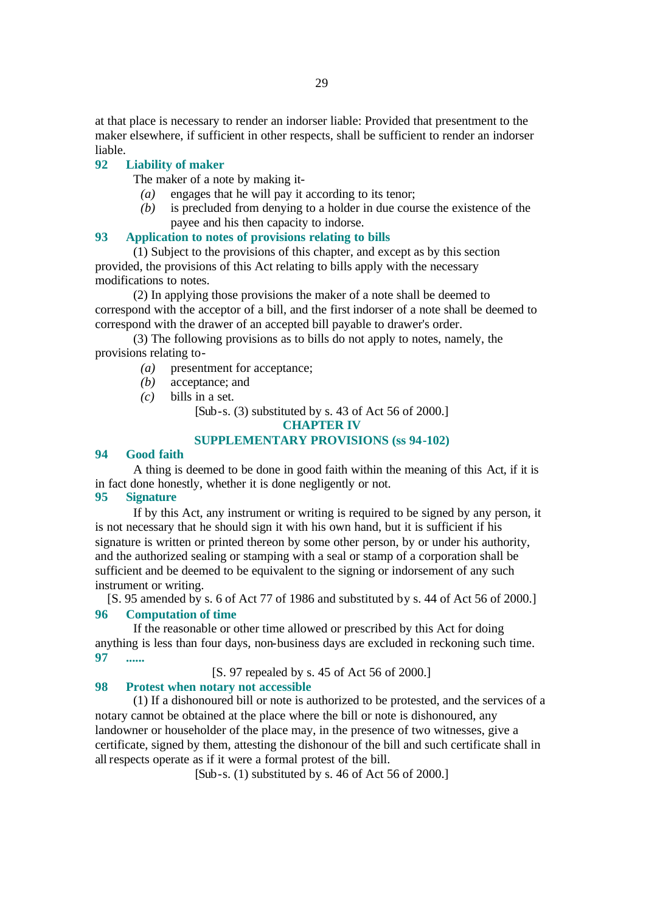at that place is necessary to render an indorser liable: Provided that presentment to the maker elsewhere, if sufficient in other respects, shall be sufficient to render an indorser liable.

### 92 Liability of maker

The maker of a note by making it-

*(a)* engages that he will pay it according to its tenor;

*(b)* is precluded from denying to a holder in due course the existence of the payee and his then capacity to indorse.

### 93 Application to notes of provisions relating to bills

(1) Subject to the provisions of this chapter, and except as by this section provided, the provisions of this Act relating to bills apply with the necessary modifications to notes.

(2) In applying those provisions the maker of a note shall be deemed to correspond with the acceptor of a bill, and the first indorser of a note shall be deemed to correspond with the drawer of an accepted bill payable to drawer's order.

(3) The following provisions as to bills do not apply to notes, namely, the provisions relating to-

*(a)* presentment for acceptance;

*(b)* acceptance; and

*(c)* bills in a set.

[Sub-s. (3) substituted by s. 43 of Act 56 of 2000.]

## CHAPTER IV

## SUPPLEMENTARY PROVISIONS (ss 94-102)

### 94 Good faith

A thing is deemed to be done in good faith within the meaning of this Act, if it is in fact done honestly, whether it is done negligently or not.

### 95 Signature

If by this Act, any instrument or writing is required to be signed by any person, it is not necessary that he should sign it with his own hand, but it is sufficient if his signature is written or printed thereon by some other person, by or under his authority, and the authorized sealing or stamping with a seal or stamp of a corporation shall be sufficient and be deemed to be equivalent to the signing or indorsement of any such instrument or writing.

[S. 95 amended by s. 6 of Act 77 of 1986 and substituted by s. 44 of Act 56 of 2000.]

### 96 Computation of time

If the reasonable or other time allowed or prescribed by this Act for doing anything is less than four days, non-business days are excluded in reckoning such time.

### 97 ......

[S. 97 repealed by s. 45 of Act 56 of 2000.]

### 98 Protest when notary not accessible

(1) If a dishonoured bill or note is authorized to be protested, and the services of a notary cannot be obtained at the place where the bill or note is dishonoured, any landowner or householder of the place may, in the presence of two witnesses, give a certificate, signed by them, attesting the dishonour of the bill and such certificate shall in all respects operate as if it were a formal protest of the bill.

[Sub-s. (1) substituted by s. 46 of Act 56 of 2000.]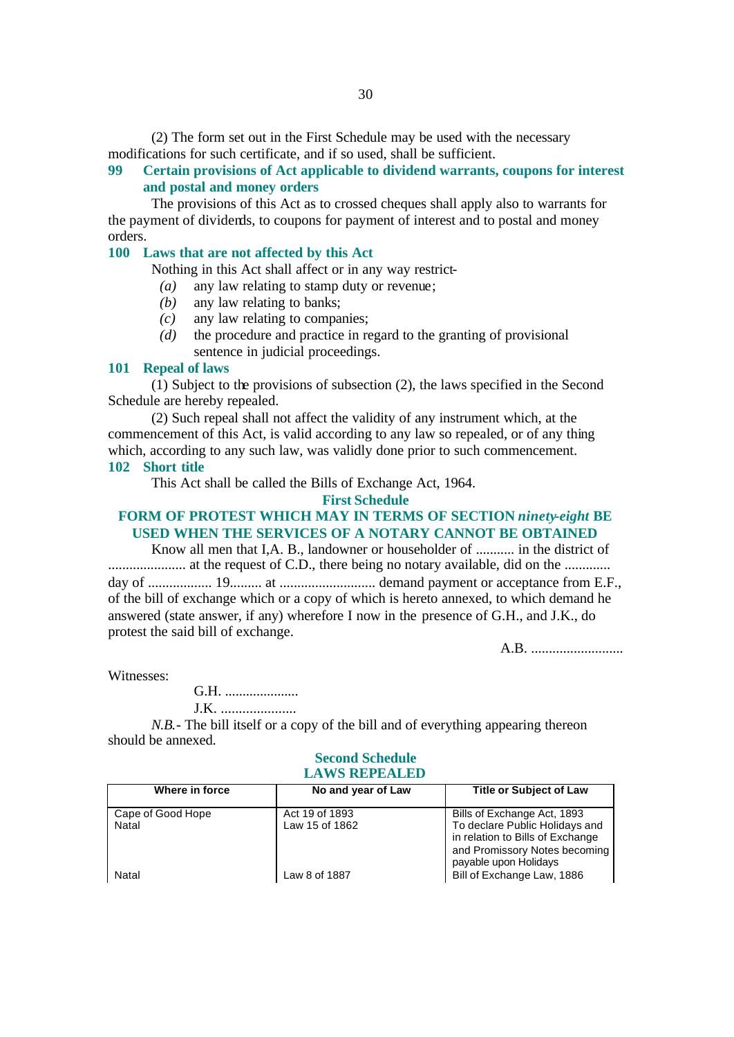(2) The form set out in the First Schedule may be used with the necessary modifications for such certificate, and if so used, shall be sufficient.

### 99 Certain provisions of Act applicable to dividend warrants, coupons for interest and postal and money orders

The provisions of this Act as to crossed cheques shall apply also to warrants for the payment of dividends, to coupons for payment of interest and to postal and money orders.

### 100 Laws that are not affected by this Act

Nothing in this Act shall affect or in any way restrict-

*(a)* any law relating to stamp duty or revenue;

*(b)* any law relating to banks;

*(c)* any law relating to companies;

*(d)* the procedure and practice in regard to the granting of provisional sentence in judicial proceedings.

### 101 Repeal of laws

(1) Subject to the provisions of subsection (2), the laws specified in the Second Schedule are hereby repealed.

(2) Such repeal shall not affect the validity of any instrument which, at the commencement of this Act, is valid according to any law so repealed, or of any thing which, according to any such law, was validly done prior to such commencement.

### 102 Short title

This Act shall be called the Bills of Exchange Act, 1964.

## First Schedule

## FORM OF PROTEST WHICH MAY IN TERMS OF SECTION *ninety-eight* BE USED WHEN THE SERVICES OF A NOTARY CANNOT BE OBTAINED

Know all men that I,A. B., landowner or householder of ........... in the district of ...................... at the request of C.D., there being no notary available, did on the ............ day of .................. 19......... at ........................... demand payment or acceptance from E.F., of the bill of exchange which or a copy of which is hereto annexed, to which demand he answered (state answer, if any) wherefore I now in the presence of G.H., and J.K., do protest the said bill of exchange.

A.B. ..........................

Witnesses:

G.H. .....................

J.K. .....................

*N.B.*- The bill itself or a copy of the bill and of everything appearing thereon should be annexed.

## Second Schedule
## LAWS REPEALED

| Where in force | No and year of Law | Title or Subject of Law |
|---|---|---|
| Cape of Good Hope | Act 19 of 1893 | Bills of Exchange Act, 1893 |
| Natal | Law 15 of 1862 | To declare Public Holidays and in relation to Bills of Exchange and Promissory Notes becoming payable upon Holidays |
| Natal | Law 8 of 1887 | Bill of Exchange Law, 1886 |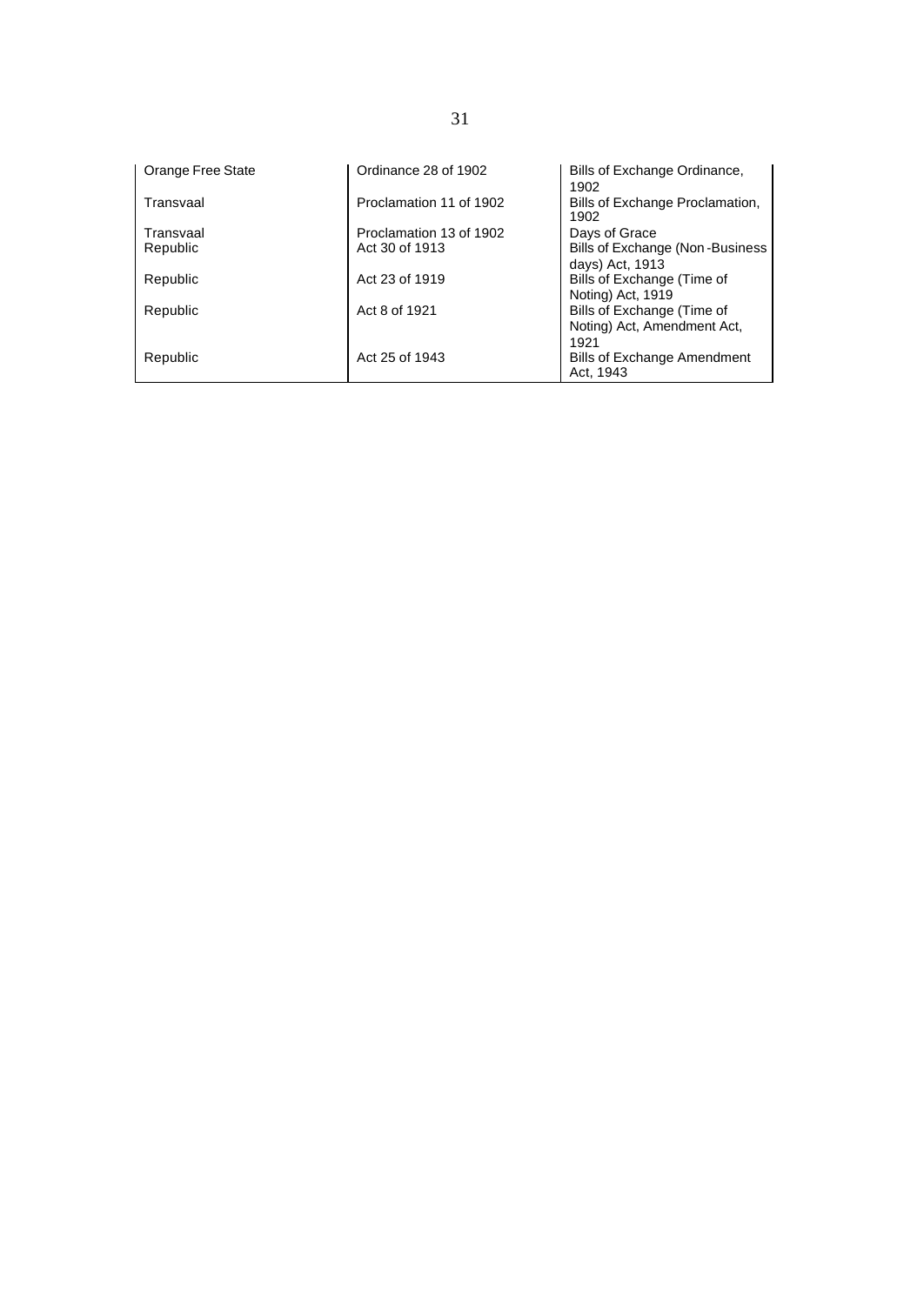| | | |
|---|---|---|
| Orange Free State | Ordinance 28 of 1902 | Bills of Exchange Ordinance, 1902 |
| Transvaal | Proclamation 11 of 1902 | Bills of Exchange Proclamation, 1902 |
| Transvaal | Proclamation 13 of 1902 | Days of Grace |
| Republic | Act 30 of 1913 | Bills of Exchange (Non-Business days) Act, 1913 |
| Republic | Act 23 of 1919 | Bills of Exchange (Time of Noting) Act, 1919 |
| Republic | Act 8 of 1921 | Bills of Exchange (Time of Noting) Act, Amendment Act, 1921 |
| Republic | Act 25 of 1943 | Bills of Exchange Amendment Act, 1943 |